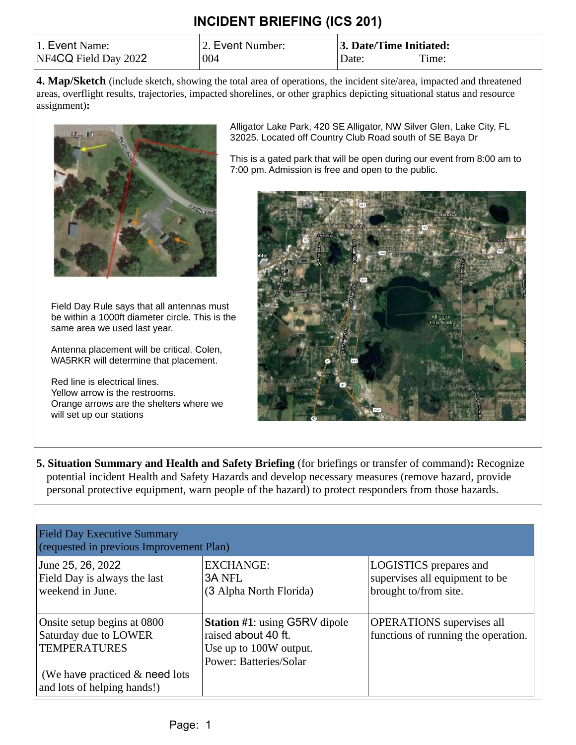# INCIDENT BRIEFING (ICS 201)

| 1. Event Name: NF4CQ Field Day 2022 | 2. Event Number: 004 | **3. Date/Time Initiated:** Date: Time: |
|---|---|---|

**4. Map/Sketch** (include sketch, showing the total area of operations, the incident site/area, impacted and threatened areas, overflight results, trajectories, impacted shorelines, or other graphics depicting situational status and resource assignment)**:**

Alligator Lake Park, 420 SE Alligator, NW Silver Glen, Lake City, FL 32025. Located off Country Club Road south of SE Baya Dr

This is a gated park that will be open during our event from 8:00 am to 7:00 pm. Admission is free and open to the public.

Field Day Rule says that all antennas must be within a 1000ft diameter circle. This is the same area we used last year.

Antenna placement will be critical. Colen, WA5RKR will determine that placement.

Red line is electrical lines.
Yellow arrow is the restrooms.
Orange arrows are the shelters where we will set up our stations

**5. Situation Summary and Health and Safety Briefing** (for briefings or transfer of command)**:** Recognize potential incident Health and Safety Hazards and develop necessary measures (remove hazard, provide personal protective equipment, warn people of the hazard) to protect responders from those hazards.

| Field Day Executive Summary (requested in previous Improvement Plan) | | |
|---|---|---|
| June 25, 26, 2022<br>Field Day is always the last weekend in June. | EXCHANGE:<br>3A NFL<br>(3 Alpha North Florida) | LOGISTICS prepares and supervises all equipment to be brought to/from site. |
| Onsite setup begins at 0800 Saturday due to LOWER TEMPERATURES<br><br>(We have practiced & need lots and lots of helping hands!) | **Station #1**: using G5RV dipole raised about 40 ft.<br>Use up to 100W output.<br>Power: Batteries/Solar | OPERATIONS supervises all functions of running the operation. |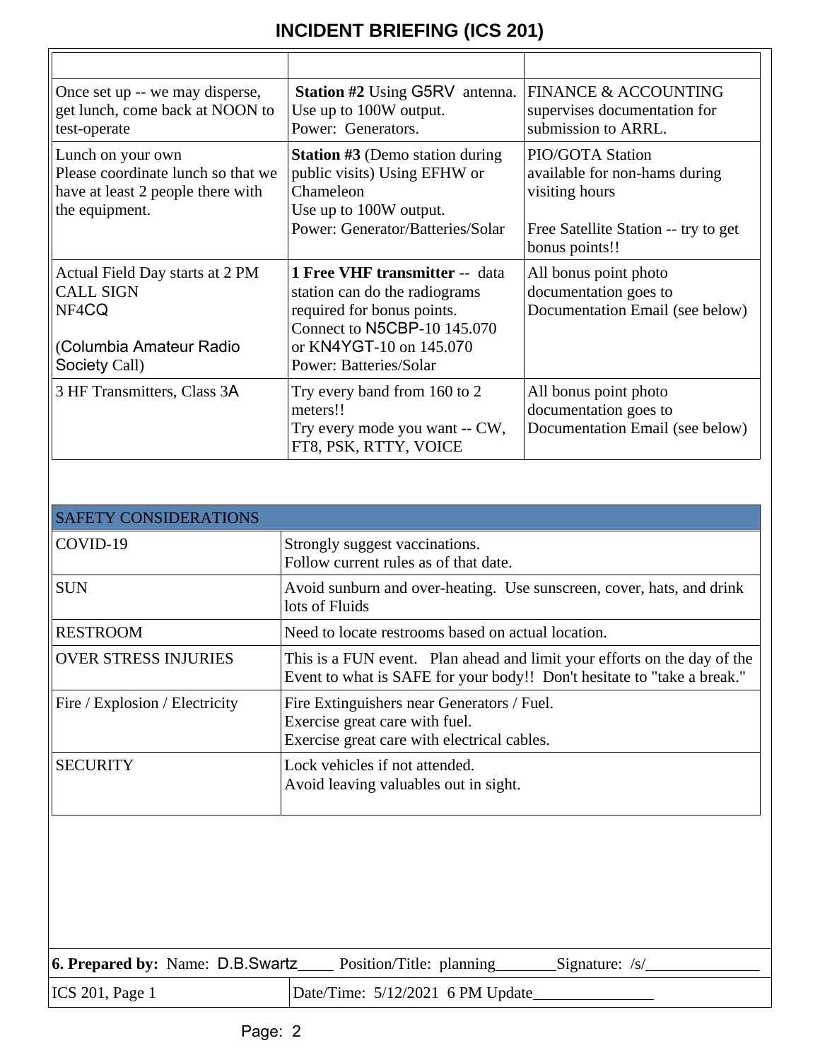# INCIDENT BRIEFING (ICS 201)

| | | |
|---|---|---|
| Once set up -- we may disperse, get lunch, come back at NOON to test-operate | **Station #2** Using G5RV antenna. Use up to 100W output. Power: Generators. | FINANCE & ACCOUNTING supervises documentation for submission to ARRL. |
| Lunch on your own Please coordinate lunch so that we have at least 2 people there with the equipment. | **Station #3** (Demo station during public visits) Using EFHW or Chameleon Use up to 100W output. Power: Generator/Batteries/Solar | PIO/GOTA Station available for non-hams during visiting hours<br><br>Free Satellite Station -- try to get bonus points!! |
| Actual Field Day starts at 2 PM CALL SIGN NF4CQ<br><br>(Columbia Amateur Radio Society Call) | **1 Free VHF transmitter** -- data station can do the radiograms required for bonus points. Connect to N5CBP-10 145.070 or KN4YGT-10 on 145.070 Power: Batteries/Solar | All bonus point photo documentation goes to Documentation Email (see below) |
| 3 HF Transmitters, Class 3A | Try every band from 160 to 2 meters!! Try every mode you want -- CW, FT8, PSK, RTTY, VOICE | All bonus point photo documentation goes to Documentation Email (see below) |

| SAFETY CONSIDERATIONS | |
|---|---|
| COVID-19 | Strongly suggest vaccinations.<br>Follow current rules as of that date. |
| SUN | Avoid sunburn and over-heating. Use sunscreen, cover, hats, and drink lots of Fluids |
| RESTROOM | Need to locate restrooms based on actual location. |
| OVER STRESS INJURIES | This is a FUN event. Plan ahead and limit your efforts on the day of the Event to what is SAFE for your body!! Don't hesitate to "take a break." |
| Fire / Explosion / Electricity | Fire Extinguishers near Generators / Fuel.<br>Exercise great care with fuel.<br>Exercise great care with electrical cables. |
| SECURITY | Lock vehicles if not attended.<br>Avoid leaving valuables out in sight. |

**6. Prepared by:** Name: D.B.Swartz____ Position/Title: planning________ Signature: /s/______________

ICS 201, Page 1 | Date/Time: 5/12/2021 6 PM Update_______________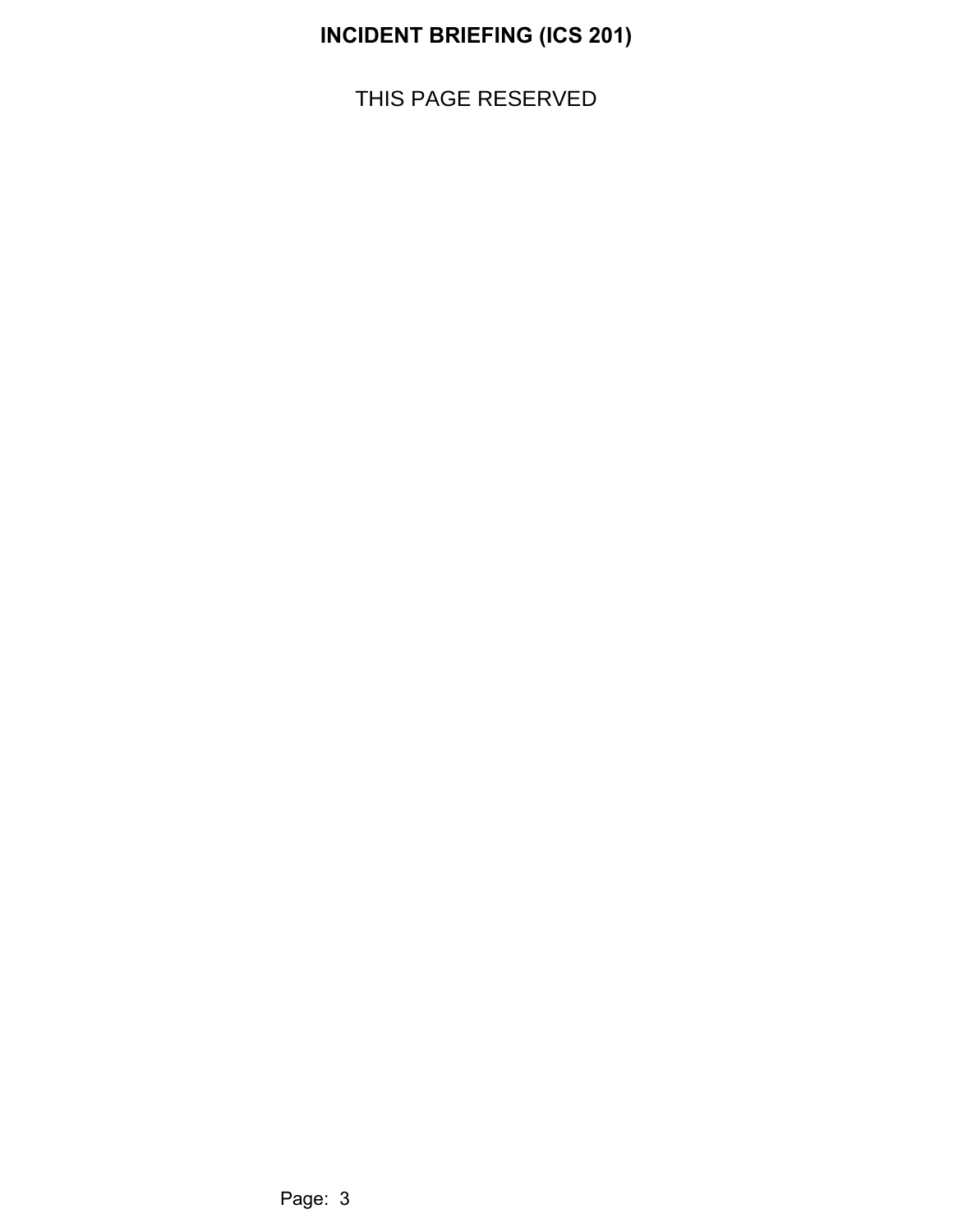# INCIDENT BRIEFING (ICS 201)

THIS PAGE RESERVED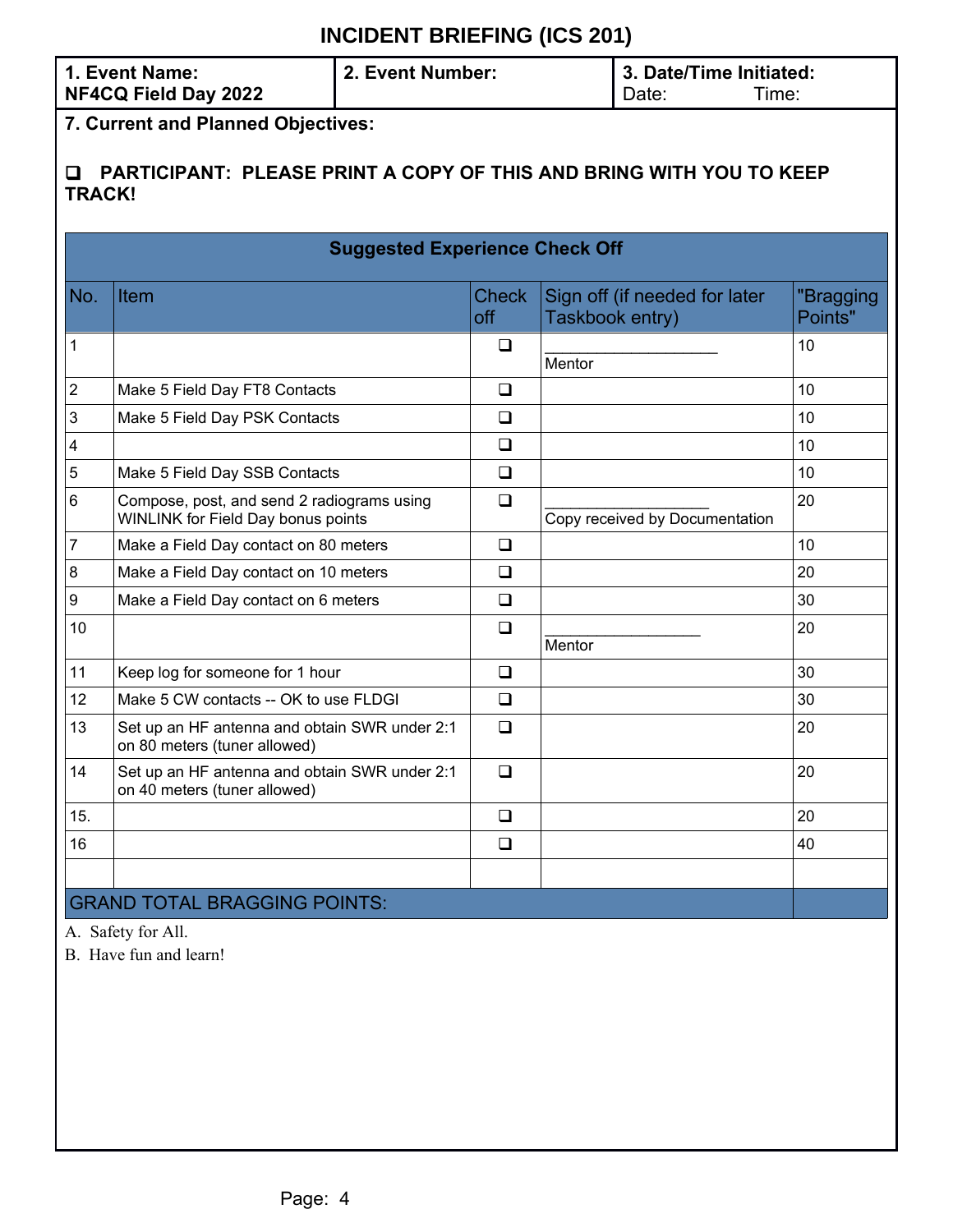# INCIDENT BRIEFING (ICS 201)

| 1. Event Name: NF4CQ Field Day 2022 | 2. Event Number: | 3. Date/Time Initiated: Date: Time: |
|---|---|---|

**7. Current and Planned Objectives:**

❑ **PARTICIPANT: PLEASE PRINT A COPY OF THIS AND BRING WITH YOU TO KEEP TRACK!**

**Suggested Experience Check Off**

| No. | Item | Check off | Sign off (if needed for later Taskbook entry) | "Bragging Points" |
|---|---|---|---|---|
| 1 | | ❑ | ___________________ Mentor | 10 |
| 2 | Make 5 Field Day FT8 Contacts | ❑ | | 10 |
| 3 | Make 5 Field Day PSK Contacts | ❑ | | 10 |
| 4 | | ❑ | | 10 |
| 5 | Make 5 Field Day SSB Contacts | ❑ | | 10 |
| 6 | Compose, post, and send 2 radiograms using WINLINK for Field Day bonus points | ❑ | ___________________ Copy received by Documentation | 20 |
| 7 | Make a Field Day contact on 80 meters | ❑ | | 10 |
| 8 | Make a Field Day contact on 10 meters | ❑ | | 20 |
| 9 | Make a Field Day contact on 6 meters | ❑ | | 30 |
| 10 | | ❑ | _________________ Mentor | 20 |
| 11 | Keep log for someone for 1 hour | ❑ | | 30 |
| 12 | Make 5 CW contacts -- OK to use FLDGI | ❑ | | 30 |
| 13 | Set up an HF antenna and obtain SWR under 2:1 on 80 meters (tuner allowed) | ❑ | | 20 |
| 14 | Set up an HF antenna and obtain SWR under 2:1 on 40 meters (tuner allowed) | ❑ | | 20 |
| 15. | | ❑ | | 20 |
| 16 | | ❑ | | 40 |
| | | | | |
| GRAND TOTAL BRAGGING POINTS: | | | | |

A. Safety for All.

B. Have fun and learn!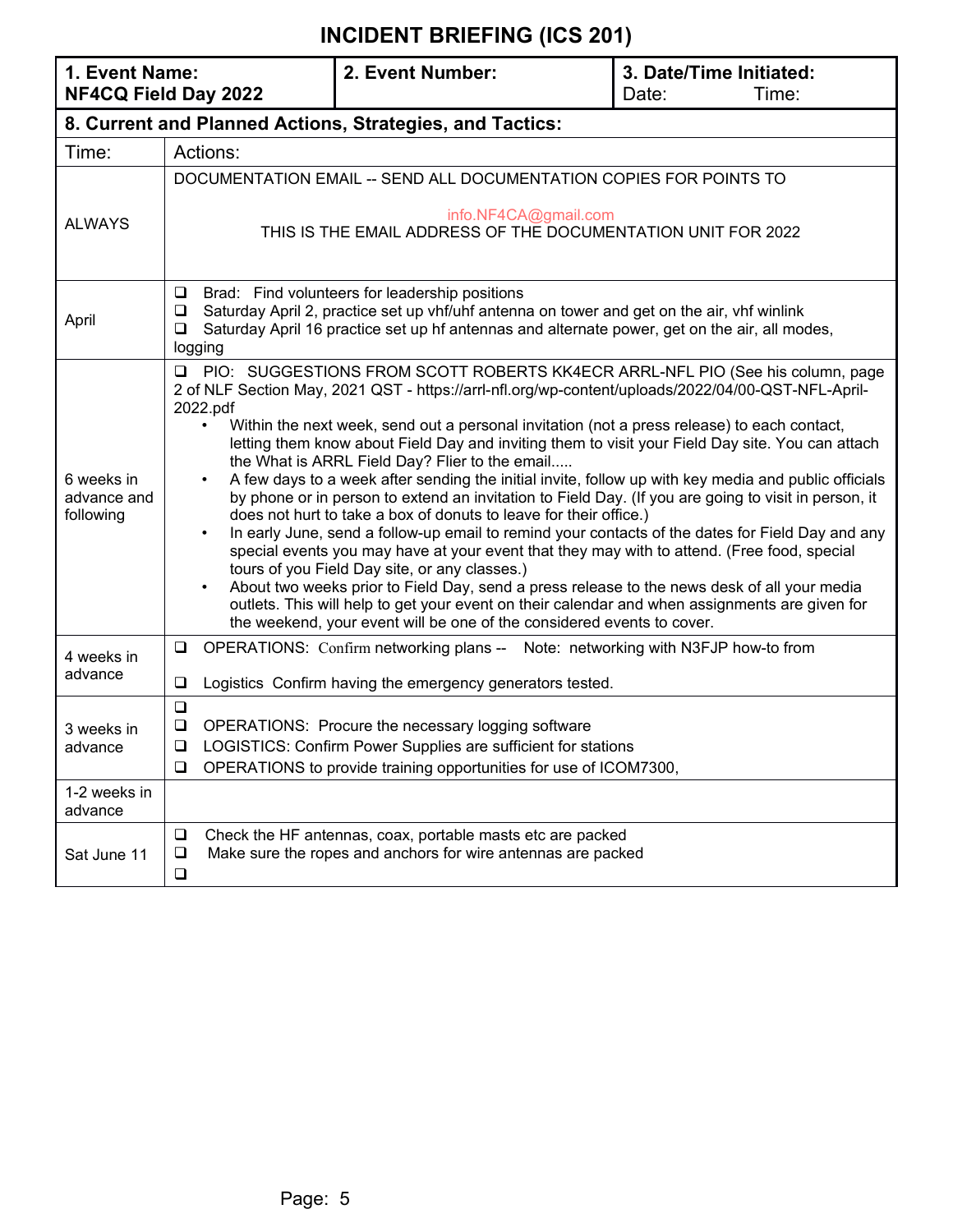# INCIDENT BRIEFING (ICS 201)

| 1. Event Name: NF4CQ Field Day 2022 | 2. Event Number: | 3. Date/Time Initiated: Date: Time: |
|---|---|---|

## 8. Current and Planned Actions, Strategies, and Tactics:

| Time: | Actions: |
|---|---|
| ALWAYS | DOCUMENTATION EMAIL -- SEND ALL DOCUMENTATION COPIES FOR POINTS TO<br><br>info.NF4CA@gmail.com<br>THIS IS THE EMAIL ADDRESS OF THE DOCUMENTATION UNIT FOR 2022 |
| April | ❑ Brad: Find volunteers for leadership positions<br>❑ Saturday April 2, practice set up vhf/uhf antenna on tower and get on the air, vhf winlink<br>❑ Saturday April 16 practice set up hf antennas and alternate power, get on the air, all modes, logging |
| 6 weeks in advance and following | ❑ PIO: SUGGESTIONS FROM SCOTT ROBERTS KK4ECR ARRL-NFL PIO (See his column, page 2 of NLF Section May, 2021 QST - https://arrl-nfl.org/wp-content/uploads/2022/04/00-QST-NFL-April-2022.pdf<br>• Within the next week, send out a personal invitation (not a press release) to each contact, letting them know about Field Day and inviting them to visit your Field Day site. You can attach the What is ARRL Field Day? Flier to the email.....<br>• A few days to a week after sending the initial invite, follow up with key media and public officials by phone or in person to extend an invitation to Field Day. (If you are going to visit in person, it does not hurt to take a box of donuts to leave for their office.)<br>• In early June, send a follow-up email to remind your contacts of the dates for Field Day and any special events you may have at your event that they may with to attend. (Free food, special tours of you Field Day site, or any classes.)<br>• About two weeks prior to Field Day, send a press release to the news desk of all your media outlets. This will help to get your event on their calendar and when assignments are given for the weekend, your event will be one of the considered events to cover. |
| 4 weeks in advance | ❑ OPERATIONS: Confirm networking plans -- Note: networking with N3FJP how-to from<br><br>❑ Logistics Confirm having the emergency generators tested. |
| 3 weeks in advance | ❑<br>❑ OPERATIONS: Procure the necessary logging software<br>❑ LOGISTICS: Confirm Power Supplies are sufficient for stations<br>❑ OPERATIONS to provide training opportunities for use of ICOM7300, |
| 1-2 weeks in advance | |
| Sat June 11 | ❑ Check the HF antennas, coax, portable masts etc are packed<br>❑ Make sure the ropes and anchors for wire antennas are packed<br>❑ |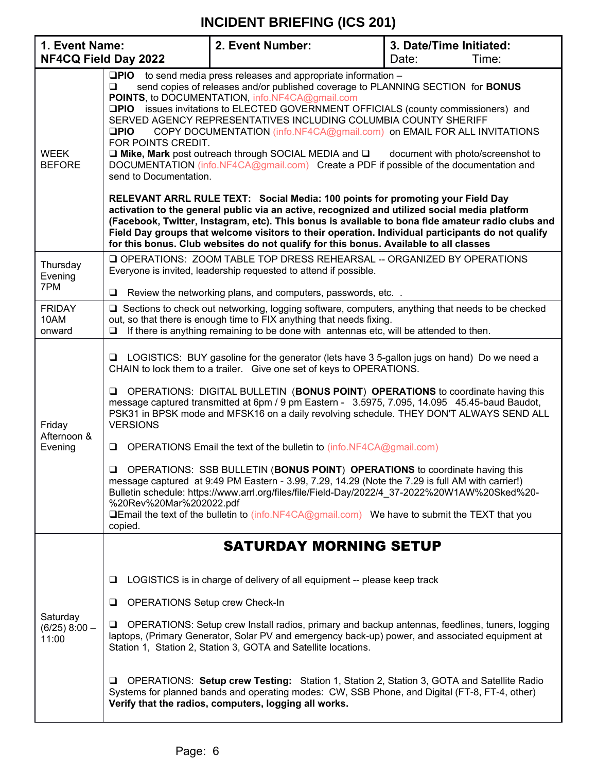# INCIDENT BRIEFING (ICS 201)

| 1. Event Name: NF4CQ Field Day 2022 | 2. Event Number: | 3. Date/Time Initiated: Date: Time: |
|---|---|---|

| | |
|---|---|
| WEEK BEFORE | ❑**PIO** to send media press releases and appropriate information – ❑ send copies of releases and/or published coverage to PLANNING SECTION for **BONUS POINTS**, to DOCUMENTATION, info.NF4CA@gmail.com<br>❑**PIO** issues invitations to ELECTED GOVERNMENT OFFICIALS (county commissioners) and SERVED AGENCY REPRESENTATIVES INCLUDING COLUMBIA COUNTY SHERIFF<br>❑**PIO** COPY DOCUMENTATION (info.NF4CA@gmail.com) on EMAIL FOR ALL INVITATIONS FOR POINTS CREDIT.<br>❑ **Mike, Mark** post outreach through SOCIAL MEDIA and ❑ document with photo/screenshot to DOCUMENTATION (info.NF4CA@gmail.com) Create a PDF if possible of the documentation and send to Documentation.<br><br>**RELEVANT ARRL RULE TEXT: Social Media: 100 points for promoting your Field Day activation to the general public via an active, recognized and utilized social media platform (Facebook, Twitter, Instagram, etc). This bonus is available to bona fide amateur radio clubs and Field Day groups that welcome visitors to their operation. Individual participants do not qualify for this bonus. Club websites do not qualify for this bonus. Available to all classes** |
| Thursday Evening 7PM | ❑ OPERATIONS: ZOOM TABLE TOP DRESS REHEARSAL -- ORGANIZED BY OPERATIONS Everyone is invited, leadership requested to attend if possible.<br><br>❑ Review the networking plans, and computers, passwords, etc. . |
| FRIDAY 10AM onward | ❑ Sections to check out networking, logging software, computers, anything that needs to be checked out, so that there is enough time to FIX anything that needs fixing.<br>❑ If there is anything remaining to be done with antennas etc, will be attended to then. |
| Friday Afternoon & Evening | ❑ LOGISTICS: BUY gasoline for the generator (lets have 3 5-gallon jugs on hand) Do we need a CHAIN to lock them to a trailer. Give one set of keys to OPERATIONS.<br><br>❑ OPERATIONS: DIGITAL BULLETIN (**BONUS POINT**) **OPERATIONS** to coordinate having this message captured transmitted at 6pm / 9 pm Eastern - 3.5975, 7.095, 14.095 45.45-baud Baudot, PSK31 in BPSK mode and MFSK16 on a daily revolving schedule. THEY DON'T ALWAYS SEND ALL VERSIONS<br><br>❑ OPERATIONS Email the text of the bulletin to (info.NF4CA@gmail.com)<br><br>❑ OPERATIONS: SSB BULLETIN (**BONUS POINT**) **OPERATIONS** to coordinate having this message captured at 9:49 PM Eastern - 3.99, 7.29, 14.29 (Note the 7.29 is full AM with carrier!) Bulletin schedule: https://www.arrl.org/files/file/Field-Day/2022/4_37-2022%20W1AW%20Sked%20-%20Rev%20Mar%202022.pdf<br>❑Email the text of the bulletin to (info.NF4CA@gmail.com) We have to submit the TEXT that you copied. |
| Saturday (6/25) 8:00 – 11:00 | **SATURDAY MORNING SETUP**<br><br>❑ LOGISTICS is in charge of delivery of all equipment -- please keep track<br><br>❑ OPERATIONS Setup crew Check-In<br><br>❑ OPERATIONS: Setup crew Install radios, primary and backup antennas, feedlines, tuners, logging laptops, (Primary Generator, Solar PV and emergency back-up) power, and associated equipment at Station 1, Station 2, Station 3, GOTA and Satellite locations.<br><br>❑ OPERATIONS: **Setup crew Testing:** Station 1, Station 2, Station 3, GOTA and Satellite Radio Systems for planned bands and operating modes: CW, SSB Phone, and Digital (FT-8, FT-4, other) **Verify that the radios, computers, logging all works.** |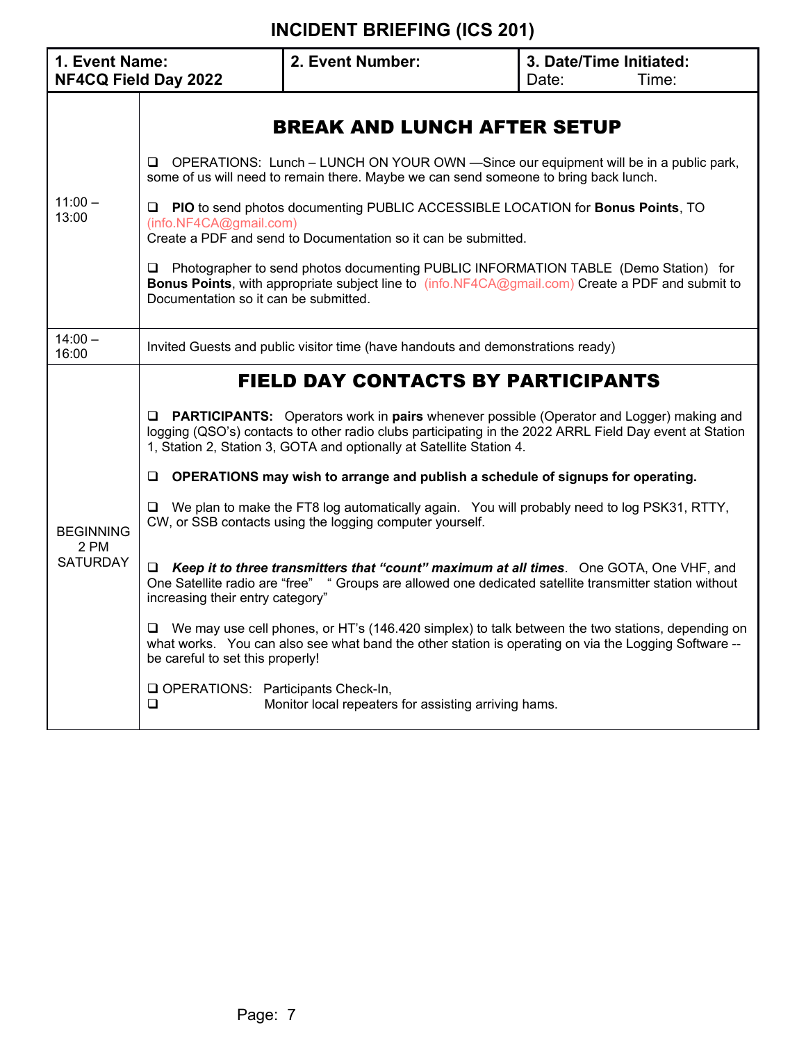# INCIDENT BRIEFING (ICS 201)

| 1. Event Name: NF4CQ Field Day 2022 | 2. Event Number: | 3. Date/Time Initiated: Date: Time: |
|---|---|---|

| Time | Activity |
|---|---|
| 11:00 – 13:00 | **BREAK AND LUNCH AFTER SETUP**<br><br>❑ OPERATIONS: Lunch – LUNCH ON YOUR OWN —Since our equipment will be in a public park, some of us will need to remain there. Maybe we can send someone to bring back lunch.<br><br>❑ **PIO** to send photos documenting PUBLIC ACCESSIBLE LOCATION for **Bonus Points**, TO (info.NF4CA@gmail.com) Create a PDF and send to Documentation so it can be submitted.<br><br>❑ Photographer to send photos documenting PUBLIC INFORMATION TABLE (Demo Station) for **Bonus Points**, with appropriate subject line to (info.NF4CA@gmail.com) Create a PDF and submit to Documentation so it can be submitted. |
| 14:00 – 16:00 | Invited Guests and public visitor time (have handouts and demonstrations ready) |
| BEGINNING 2 PM SATURDAY | **FIELD DAY CONTACTS BY PARTICIPANTS**<br><br>❑ **PARTICIPANTS:** Operators work in **pairs** whenever possible (Operator and Logger) making and logging (QSO's) contacts to other radio clubs participating in the 2022 ARRL Field Day event at Station 1, Station 2, Station 3, GOTA and optionally at Satellite Station 4.<br><br>❑ **OPERATIONS may wish to arrange and publish a schedule of signups for operating.**<br><br>❑ We plan to make the FT8 log automatically again. You will probably need to log PSK31, RTTY, CW, or SSB contacts using the logging computer yourself.<br><br>❑ ***Keep it to three transmitters that "count" maximum at all times***. One GOTA, One VHF, and One Satellite radio are "free" " Groups are allowed one dedicated satellite transmitter station without increasing their entry category"<br><br>❑ We may use cell phones, or HT's (146.420 simplex) to talk between the two stations, depending on what works. You can also see what band the other station is operating on via the Logging Software -- be careful to set this properly!<br><br>❑ OPERATIONS: Participants Check-In,<br>❑ Monitor local repeaters for assisting arriving hams. |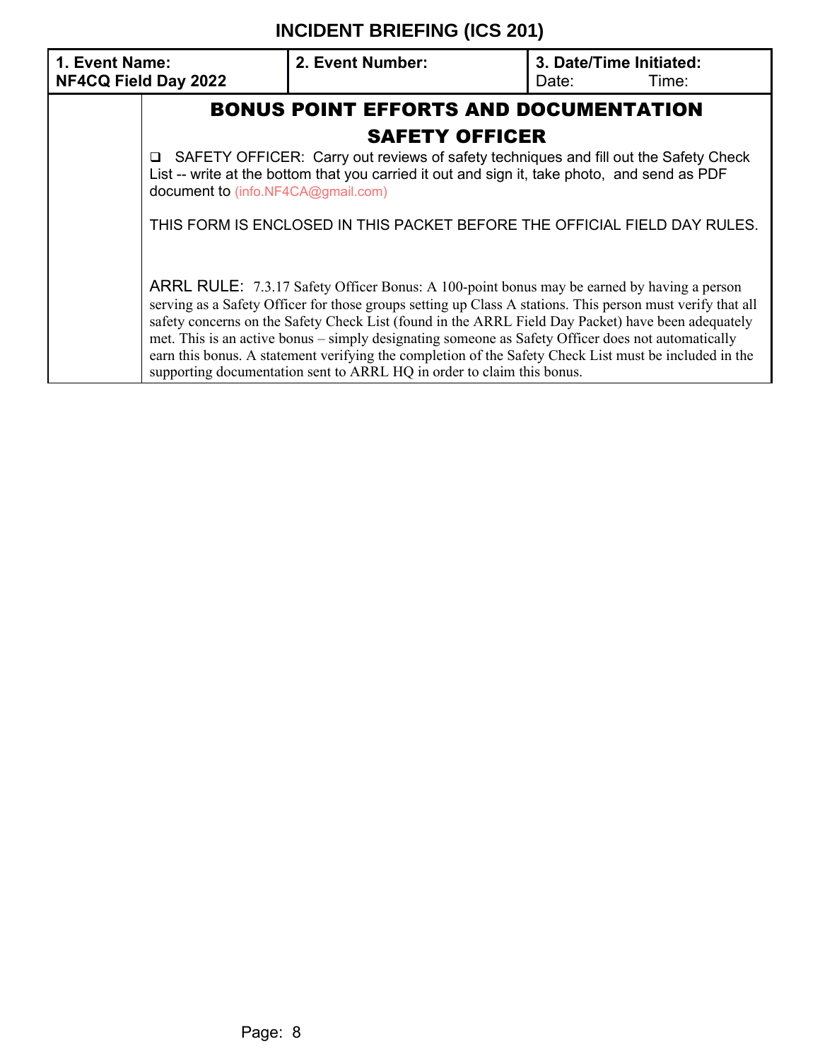# INCIDENT BRIEFING (ICS 201)

| **1. Event Name:** NF4CQ Field Day 2022 | **2. Event Number:** | **3. Date/Time Initiated:** Date: Time: |
|---|---|---|

## BONUS POINT EFFORTS AND DOCUMENTATION

## SAFETY OFFICER

❑ SAFETY OFFICER: Carry out reviews of safety techniques and fill out the Safety Check List -- write at the bottom that you carried it out and sign it, take photo, and send as PDF document to (info.NF4CA@gmail.com)

THIS FORM IS ENCLOSED IN THIS PACKET BEFORE THE OFFICIAL FIELD DAY RULES.

ARRL RULE: 7.3.17 Safety Officer Bonus: A 100-point bonus may be earned by having a person serving as a Safety Officer for those groups setting up Class A stations. This person must verify that all safety concerns on the Safety Check List (found in the ARRL Field Day Packet) have been adequately met. This is an active bonus – simply designating someone as Safety Officer does not automatically earn this bonus. A statement verifying the completion of the Safety Check List must be included in the supporting documentation sent to ARRL HQ in order to claim this bonus.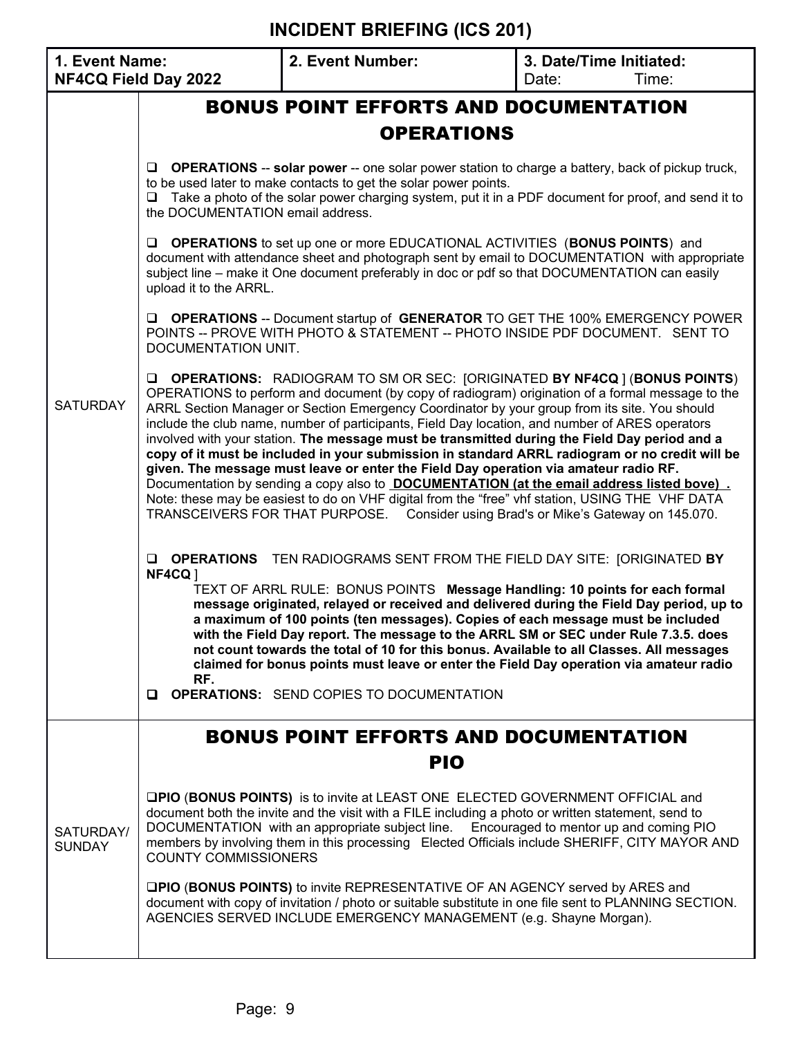# INCIDENT BRIEFING (ICS 201)

| 1. Event Name: NF4CQ Field Day 2022 | 2. Event Number: | 3. Date/Time Initiated: Date: Time: |
|---|---|---|

## BONUS POINT EFFORTS AND DOCUMENTATION OPERATIONS

**SATURDAY**

- ❑ **OPERATIONS** -- **solar power** -- one solar power station to charge a battery, back of pickup truck, to be used later to make contacts to get the solar power points.
- ❑ Take a photo of the solar power charging system, put it in a PDF document for proof, and send it to the DOCUMENTATION email address.

❑ **OPERATIONS** to set up one or more EDUCATIONAL ACTIVITIES (**BONUS POINTS**) and document with attendance sheet and photograph sent by email to DOCUMENTATION with appropriate subject line – make it One document preferably in doc or pdf so that DOCUMENTATION can easily upload it to the ARRL.

❑ **OPERATIONS** -- Document startup of **GENERATOR** TO GET THE 100% EMERGENCY POWER POINTS -- PROVE WITH PHOTO & STATEMENT -- PHOTO INSIDE PDF DOCUMENT. SENT TO DOCUMENTATION UNIT.

❑ **OPERATIONS:** RADIOGRAM TO SM OR SEC: [ORIGINATED **BY NF4CQ** ] (**BONUS POINTS**) OPERATIONS to perform and document (by copy of radiogram) origination of a formal message to the ARRL Section Manager or Section Emergency Coordinator by your group from its site. You should include the club name, number of participants, Field Day location, and number of ARES operators involved with your station. **The message must be transmitted during the Field Day period and a copy of it must be included in your submission in standard ARRL radiogram or no credit will be given. The message must leave or enter the Field Day operation via amateur radio RF.** Documentation by sending a copy also to **DOCUMENTATION (at the email address listed bove) .** Note: these may be easiest to do on VHF digital from the "free" vhf station, USING THE VHF DATA TRANSCEIVERS FOR THAT PURPOSE. Consider using Brad's or Mike's Gateway on 145.070.

❑ **OPERATIONS** TEN RADIOGRAMS SENT FROM THE FIELD DAY SITE: [ORIGINATED **BY NF4CQ** ]

> TEXT OF ARRL RULE: BONUS POINTS **Message Handling: 10 points for each formal message originated, relayed or received and delivered during the Field Day period, up to a maximum of 100 points (ten messages). Copies of each message must be included with the Field Day report. The message to the ARRL SM or SEC under Rule 7.3.5. does not count towards the total of 10 for this bonus. Available to all Classes. All messages claimed for bonus points must leave or enter the Field Day operation via amateur radio RF.**

❑ **OPERATIONS:** SEND COPIES TO DOCUMENTATION

## BONUS POINT EFFORTS AND DOCUMENTATION PIO

**SATURDAY/ SUNDAY**

❑**PIO** (**BONUS POINTS)** is to invite at LEAST ONE ELECTED GOVERNMENT OFFICIAL and document both the invite and the visit with a FILE including a photo or written statement, send to DOCUMENTATION with an appropriate subject line. Encouraged to mentor up and coming PIO members by involving them in this processing Elected Officials include SHERIFF, CITY MAYOR AND COUNTY COMMISSIONERS

❑**PIO** (**BONUS POINTS)** to invite REPRESENTATIVE OF AN AGENCY served by ARES and document with copy of invitation / photo or suitable substitute in one file sent to PLANNING SECTION. AGENCIES SERVED INCLUDE EMERGENCY MANAGEMENT (e.g. Shayne Morgan).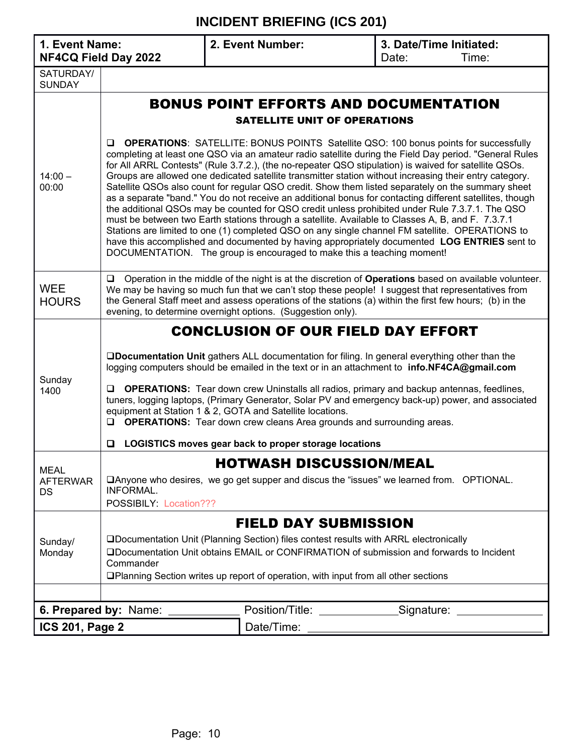# INCIDENT BRIEFING (ICS 201)

| 1. Event Name: NF4CQ Field Day 2022 | 2. Event Number: | 3. Date/Time Initiated: Date: Time: |
|---|---|---|

| | |
|---|---|
| SATURDAY/ SUNDAY | |
| 14:00 – 00:00 | **BONUS POINT EFFORTS AND DOCUMENTATION**<br>**SATELLITE UNIT OF OPERATIONS**<br><br>❑ **OPERATIONS**: SATELLITE: BONUS POINTS Satellite QSO: 100 bonus points for successfully completing at least one QSO via an amateur radio satellite during the Field Day period. "General Rules for All ARRL Contests" (Rule 3.7.2.), (the no-repeater QSO stipulation) is waived for satellite QSOs. Groups are allowed one dedicated satellite transmitter station without increasing their entry category. Satellite QSOs also count for regular QSO credit. Show them listed separately on the summary sheet as a separate "band." You do not receive an additional bonus for contacting different satellites, though the additional QSOs may be counted for QSO credit unless prohibited under Rule 7.3.7.1. The QSO must be between two Earth stations through a satellite. Available to Classes A, B, and F. 7.3.7.1 Stations are limited to one (1) completed QSO on any single channel FM satellite. OPERATIONS to have this accomplished and documented by having appropriately documented **LOG ENTRIES** sent to DOCUMENTATION. The group is encouraged to make this a teaching moment! |
| WEE HOURS | ❑ Operation in the middle of the night is at the discretion of **Operations** based on available volunteer. We may be having so much fun that we can't stop these people! I suggest that representatives from the General Staff meet and assess operations of the stations (a) within the first few hours; (b) in the evening, to determine overnight options. (Suggestion only). |
| Sunday 1400 | **CONCLUSION OF OUR FIELD DAY EFFORT**<br><br>❑**Documentation Unit** gathers ALL documentation for filing. In general everything other than the logging computers should be emailed in the text or in an attachment to **info.NF4CA@gmail.com**<br><br>❑ **OPERATIONS:** Tear down crew Uninstalls all radios, primary and backup antennas, feedlines, tuners, logging laptops, (Primary Generator, Solar PV and emergency back-up) power, and associated equipment at Station 1 & 2, GOTA and Satellite locations.<br>❑ **OPERATIONS:** Tear down crew cleans Area grounds and surrounding areas.<br><br>❑ **LOGISTICS moves gear back to proper storage locations** |
| MEAL AFTERWARDS | **HOTWASH DISCUSSION/MEAL**<br>❑Anyone who desires, we go get supper and discus the "issues" we learned from. OPTIONAL. INFORMAL.<br>POSSIBILY: Location??? |
| Sunday/ Monday | **FIELD DAY SUBMISSION**<br>❑Documentation Unit (Planning Section) files contest results with ARRL electronically<br>❑Documentation Unit obtains EMAIL or CONFIRMATION of submission and forwards to Incident Commander<br>❑Planning Section writes up report of operation, with input from all other sections |
| | |

| 6. Prepared by: Name: ____________ | Position/Title: ____________ | Signature: ____________ |
|---|---|---|
| ICS 201, Page 2 | Date/Time: ____________ | |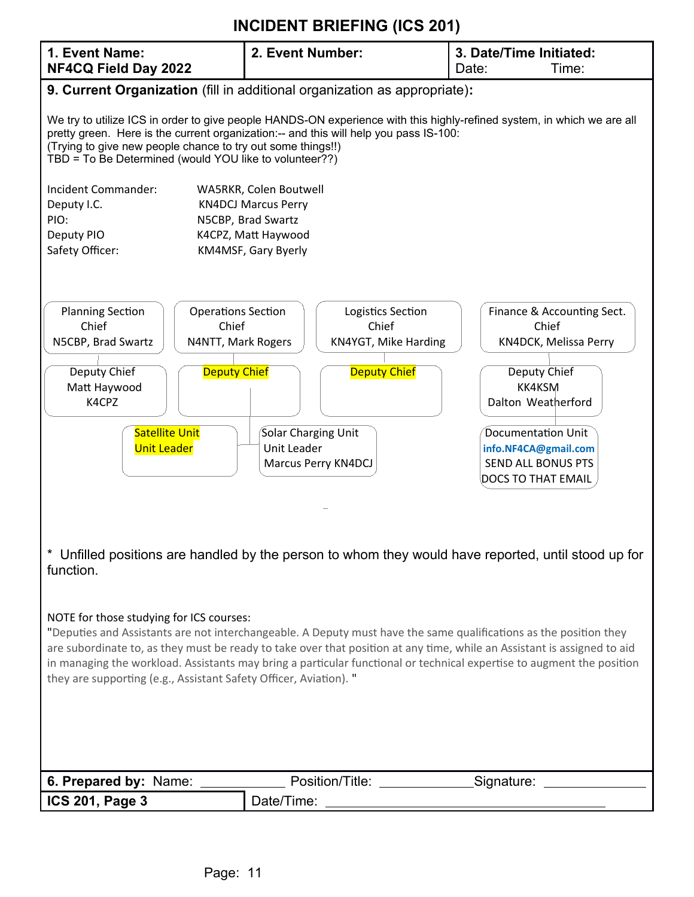# INCIDENT BRIEFING (ICS 201)

| 1. Event Name: NF4CQ Field Day 2022 | 2. Event Number: | 3. Date/Time Initiated: Date: Time: |
|---|---|---|

**9. Current Organization** (fill in additional organization as appropriate)**:**

We try to utilize ICS in order to give people HANDS-ON experience with this highly-refined system, in which we are all pretty green. Here is the current organization:-- and this will help you pass IS-100:
(Trying to give new people chance to try out some things!!)
TBD = To Be Determined (would YOU like to volunteer??)

| | |
|---|---|
| Incident Commander: | WA5RKR, Colen Boutwell |
| Deputy I.C. | KN4DCJ Marcus Perry |
| PIO: | N5CBP, Brad Swartz |
| Deputy PIO | K4CPZ, Matt Haywood |
| Safety Officer: | KM4MSF, Gary Byerly |

| Planning Section Chief | Operations Section Chief | Logistics Section Chief | Finance & Accounting Sect. Chief |
|---|---|---|---|
| N5CBP, Brad Swartz | N4NTT, Mark Rogers | KN4YGT, Mike Harding | KN4DCK, Melissa Perry |
| Deputy Chief Matt Haywood K4CPZ | Deputy Chief | Deputy Chief | Deputy Chief KK4KSM Dalton Weatherford |

Under Operations Section:
- Satellite Unit Unit Leader
- Solar Charging Unit Unit Leader Marcus Perry KN4DCJ

Under Finance & Accounting Section:
- Documentation Unit info.NF4CA@gmail.com SEND ALL BONUS PTS DOCS TO THAT EMAIL

\* Unfilled positions are handled by the person to whom they would have reported, until stood up for function.

NOTE for those studying for ICS courses:
"Deputies and Assistants are not interchangeable. A Deputy must have the same qualifications as the position they are subordinate to, as they must be ready to take over that position at any time, while an Assistant is assigned to aid in managing the workload. Assistants may bring a particular functional or technical expertise to augment the position they are supporting (e.g., Assistant Safety Officer, Aviation). "

| 6. Prepared by: Name: ____________ | Position/Title: ____________ | Signature: ____________ |
|---|---|---|
| ICS 201, Page 3 | Date/Time: ____________ | |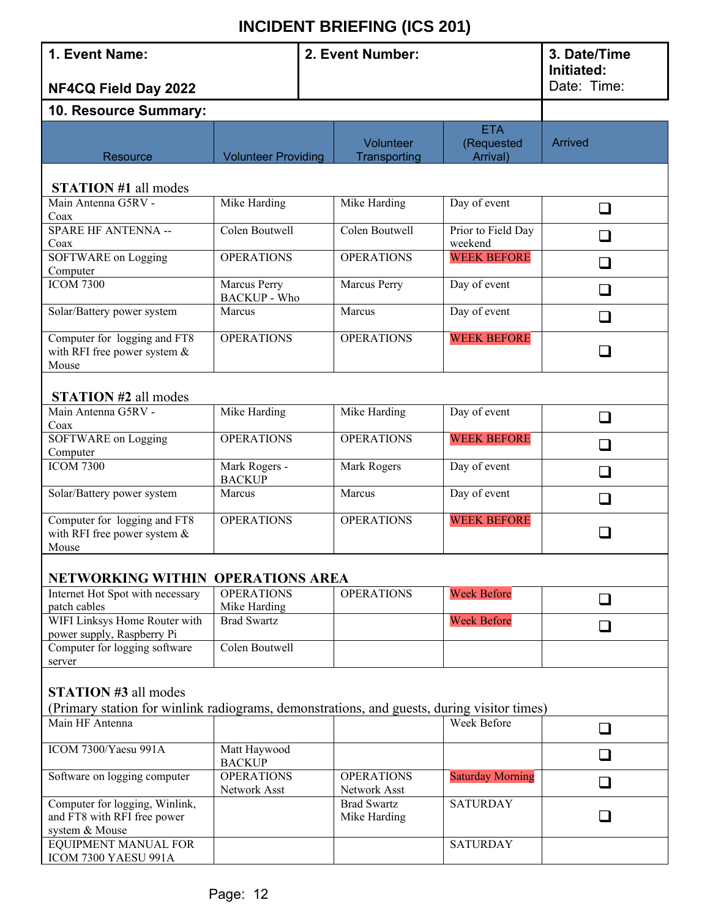# INCIDENT BRIEFING (ICS 201)

| 1. Event Name: NF4CQ Field Day 2022 | 2. Event Number: | 3. Date/Time Initiated: Date: Time: |
|---|---|---|

**10. Resource Summary:**

| Resource | Volunteer Providing | Volunteer Transporting | ETA (Requested Arrival) | Arrived |
|---|---|---|---|---|
| **STATION #1** all modes | | | | |
| Main Antenna G5RV - Coax | Mike Harding | Mike Harding | Day of event | ❑ |
| SPARE HF ANTENNA -- Coax | Colen Boutwell | Colen Boutwell | Prior to Field Day weekend | ❑ |
| SOFTWARE on Logging Computer | OPERATIONS | OPERATIONS | WEEK BEFORE | ❑ |
| ICOM 7300 | Marcus Perry BACKUP - Who | Marcus Perry | Day of event | ❑ |
| Solar/Battery power system | Marcus | Marcus | Day of event | ❑ |
| Computer for logging and FT8 with RFI free power system & Mouse | OPERATIONS | OPERATIONS | WEEK BEFORE | ❑ |
| **STATION #2** all modes | | | | |
| Main Antenna G5RV - Coax | Mike Harding | Mike Harding | Day of event | ❑ |
| SOFTWARE on Logging Computer | OPERATIONS | OPERATIONS | WEEK BEFORE | ❑ |
| ICOM 7300 | Mark Rogers - BACKUP | Mark Rogers | Day of event | ❑ |
| Solar/Battery power system | Marcus | Marcus | Day of event | ❑ |
| Computer for logging and FT8 with RFI free power system & Mouse | OPERATIONS | OPERATIONS | WEEK BEFORE | ❑ |
| **NETWORKING WITHIN OPERATIONS AREA** | | | | |
| Internet Hot Spot with necessary patch cables | OPERATIONS Mike Harding | OPERATIONS | Week Before | ❑ |
| WIFI Linksys Home Router with power supply, Raspberry Pi | Brad Swartz | | Week Before | ❑ |
| Computer for logging software server | Colen Boutwell | | | |
| **STATION #3** all modes (Primary station for winlink radiograms, demonstrations, and guests, during visitor times) | | | | |
| Main HF Antenna | | | Week Before | ❑ |
| ICOM 7300/Yaesu 991A | Matt Haywood BACKUP | | | ❑ |
| Software on logging computer | OPERATIONS Network Asst | OPERATIONS Network Asst | Saturday Morning | ❑ |
| Computer for logging, Winlink, and FT8 with RFI free power system & Mouse | | Brad Swartz Mike Harding | SATURDAY | ❑ |
| EQUIPMENT MANUAL FOR ICOM 7300 YAESU 991A | | | SATURDAY | |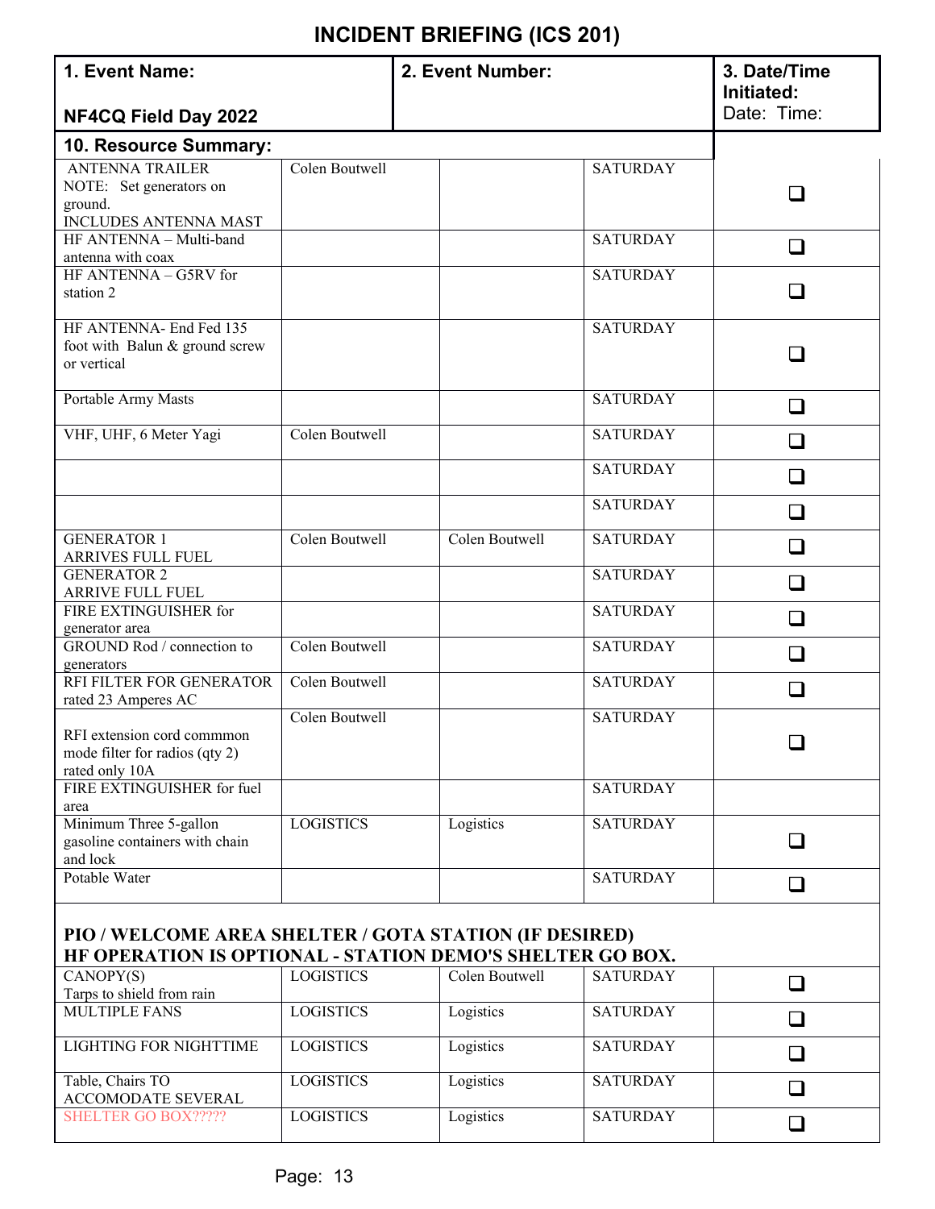# INCIDENT BRIEFING (ICS 201)

| 1. Event Name: NF4CQ Field Day 2022 | 2. Event Number: | 3. Date/Time Initiated: Date: Time: |
|---|---|---|

**10. Resource Summary:**

| | | | | |
|---|---|---|---|---|
| ANTENNA TRAILER NOTE: Set generators on ground. INCLUDES ANTENNA MAST | Colen Boutwell | | SATURDAY | ❑ |
| HF ANTENNA – Multi-band antenna with coax | | | SATURDAY | ❑ |
| HF ANTENNA – G5RV for station 2 | | | SATURDAY | ❑ |
| HF ANTENNA- End Fed 135 foot with Balun & ground screw or vertical | | | SATURDAY | ❑ |
| Portable Army Masts | | | SATURDAY | ❑ |
| VHF, UHF, 6 Meter Yagi | Colen Boutwell | | SATURDAY | ❑ |
| | | | SATURDAY | ❑ |
| | | | SATURDAY | ❑ |
| GENERATOR 1 ARRIVES FULL FUEL | Colen Boutwell | Colen Boutwell | SATURDAY | ❑ |
| GENERATOR 2 ARRIVE FULL FUEL | | | SATURDAY | ❑ |
| FIRE EXTINGUISHER for generator area | | | SATURDAY | ❑ |
| GROUND Rod / connection to generators | Colen Boutwell | | SATURDAY | ❑ |
| RFI FILTER FOR GENERATOR rated 23 Amperes AC | Colen Boutwell | | SATURDAY | ❑ |
| RFI extension cord commmon mode filter for radios (qty 2) rated only 10A | Colen Boutwell | | SATURDAY | ❑ |
| FIRE EXTINGUISHER for fuel area | | | SATURDAY | |
| Minimum Three 5-gallon gasoline containers with chain and lock | LOGISTICS | Logistics | SATURDAY | ❑ |
| Potable Water | | | SATURDAY | ❑ |
| **PIO / WELCOME AREA SHELTER / GOTA STATION (IF DESIRED) HF OPERATION IS OPTIONAL - STATION DEMO'S SHELTER GO BOX.** | | | | |
| CANOPY(S) Tarps to shield from rain | LOGISTICS | Colen Boutwell | SATURDAY | ❑ |
| MULTIPLE FANS | LOGISTICS | Logistics | SATURDAY | ❑ |
| LIGHTING FOR NIGHTTIME | LOGISTICS | Logistics | SATURDAY | ❑ |
| Table, Chairs TO ACCOMODATE SEVERAL | LOGISTICS | Logistics | SATURDAY | ❑ |
| SHELTER GO BOX????? | LOGISTICS | Logistics | SATURDAY | ❑ |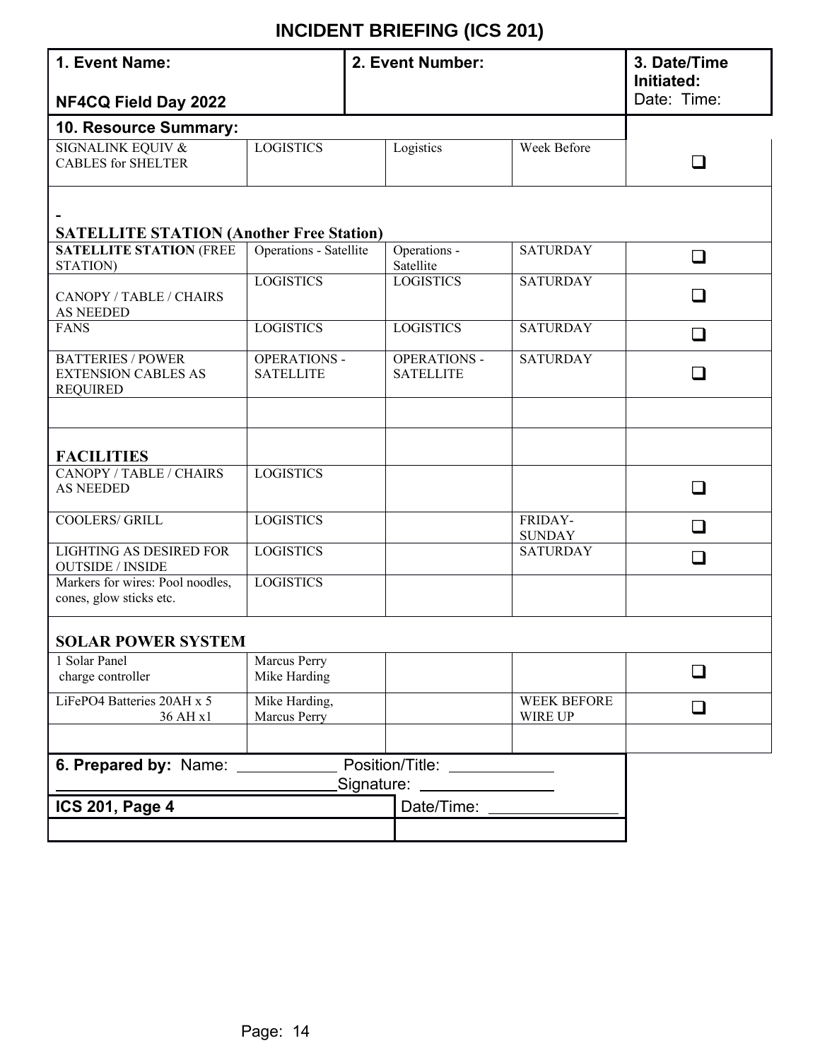# INCIDENT BRIEFING (ICS 201)

| 1. Event Name: NF4CQ Field Day 2022 | 2. Event Number: | 3. Date/Time Initiated: Date: Time: |
|---|---|---|

**10. Resource Summary:**

| | | | | |
|---|---|---|---|---|
| SIGNALINK EQUIV & CABLES for SHELTER | LOGISTICS | Logistics | Week Before | ☐ |
| - **SATELLITE STATION (Another Free Station)** | | | | |
| **SATELLITE STATION** (FREE STATION) | Operations - Satellite | Operations - Satellite | SATURDAY | ☐ |
| CANOPY / TABLE / CHAIRS AS NEEDED | LOGISTICS | LOGISTICS | SATURDAY | ☐ |
| FANS | LOGISTICS | LOGISTICS | SATURDAY | ☐ |
| BATTERIES / POWER EXTENSION CABLES AS REQUIRED | OPERATIONS - SATELLITE | OPERATIONS - SATELLITE | SATURDAY | ☐ |
| | | | | |
| **FACILITIES** | | | | |
| CANOPY / TABLE / CHAIRS AS NEEDED | LOGISTICS | | | ☐ |
| COOLERS/ GRILL | LOGISTICS | | FRIDAY-SUNDAY | ☐ |
| LIGHTING AS DESIRED FOR OUTSIDE / INSIDE | LOGISTICS | | SATURDAY | ☐ |
| Markers for wires: Pool noodles, cones, glow sticks etc. | LOGISTICS | | | |
| **SOLAR POWER SYSTEM** | | | | |
| 1 Solar Panel charge controller | Marcus Perry Mike Harding | | | ☐ |
| LiFePO4 Batteries 20AH x 5 36 AH x1 | Mike Harding, Marcus Perry | | WEEK BEFORE WIRE UP | ☐ |
| | | | | |

| **6. Prepared by:** Name: \_\_\_\_\_\_\_\_\_\_ Position/Title: \_\_\_\_\_\_\_\_\_\_ Signature: \_\_\_\_\_\_\_\_\_\_ | |
|---|---|
| **ICS 201, Page 4** | Date/Time: \_\_\_\_\_\_\_\_\_\_ |
| | |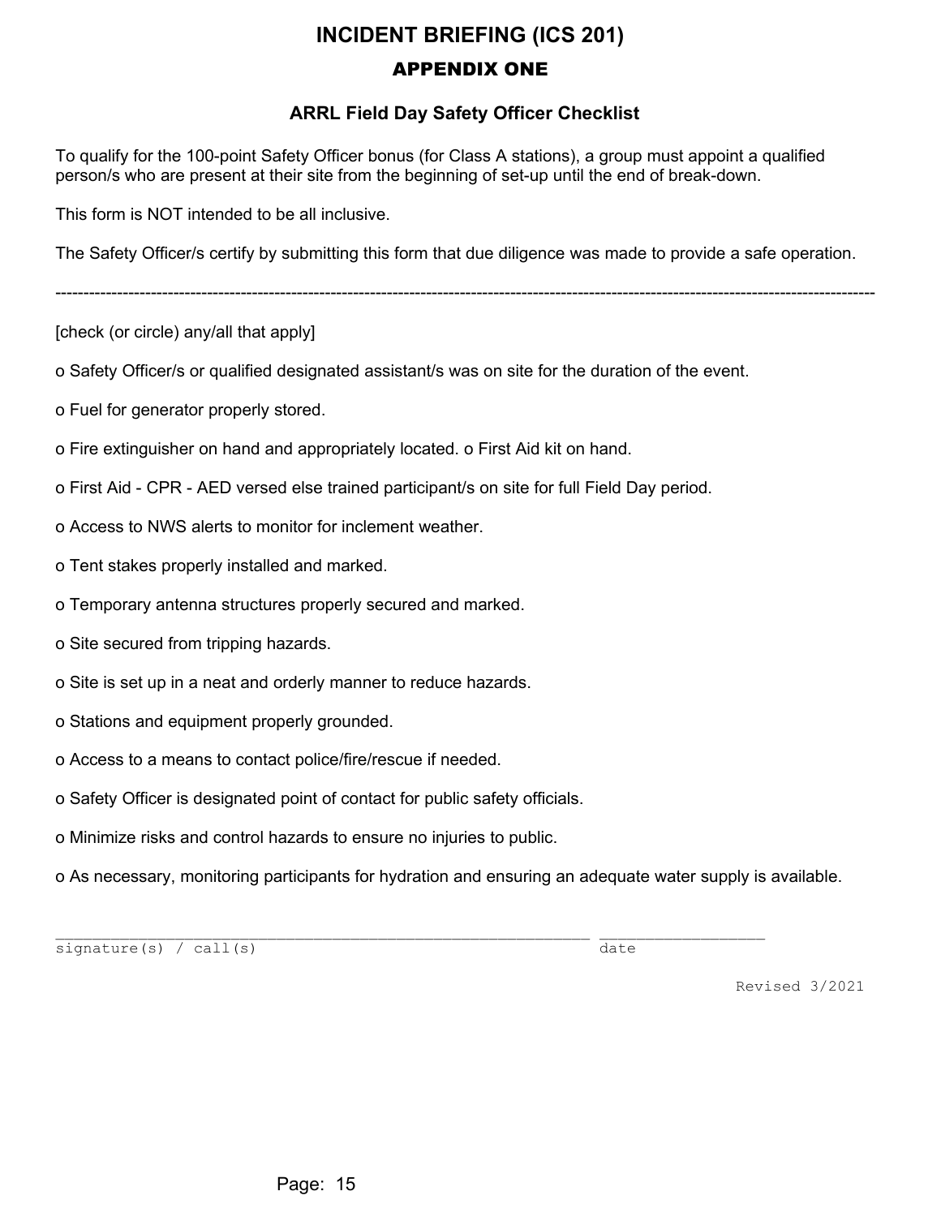# INCIDENT BRIEFING (ICS 201)

## APPENDIX ONE

### ARRL Field Day Safety Officer Checklist

To qualify for the 100-point Safety Officer bonus (for Class A stations), a group must appoint a qualified person/s who are present at their site from the beginning of set-up until the end of break-down.

This form is NOT intended to be all inclusive.

The Safety Officer/s certify by submitting this form that due diligence was made to provide a safe operation.

---

[check (or circle) any/all that apply]

o Safety Officer/s or qualified designated assistant/s was on site for the duration of the event.

o Fuel for generator properly stored.

o Fire extinguisher on hand and appropriately located. o First Aid kit on hand.

o First Aid - CPR - AED versed else trained participant/s on site for full Field Day period.

o Access to NWS alerts to monitor for inclement weather.

o Tent stakes properly installed and marked.

o Temporary antenna structures properly secured and marked.

o Site secured from tripping hazards.

o Site is set up in a neat and orderly manner to reduce hazards.

o Stations and equipment properly grounded.

o Access to a means to contact police/fire/rescue if needed.

o Safety Officer is designated point of contact for public safety officials.

o Minimize risks and control hazards to ensure no injuries to public.

o As necessary, monitoring participants for hydration and ensuring an adequate water supply is available.

\_\_\_\_\_\_\_\_\_\_\_\_\_\_\_\_\_\_\_\_\_\_\_\_\_\_\_\_\_\_\_\_\_\_\_\_\_\_\_\_\_\_\_\_\_\_\_\_ \_\_\_\_\_\_\_\_\_\_\_\_\_\_\_\_
signature(s) / call(s) date

Revised 3/2021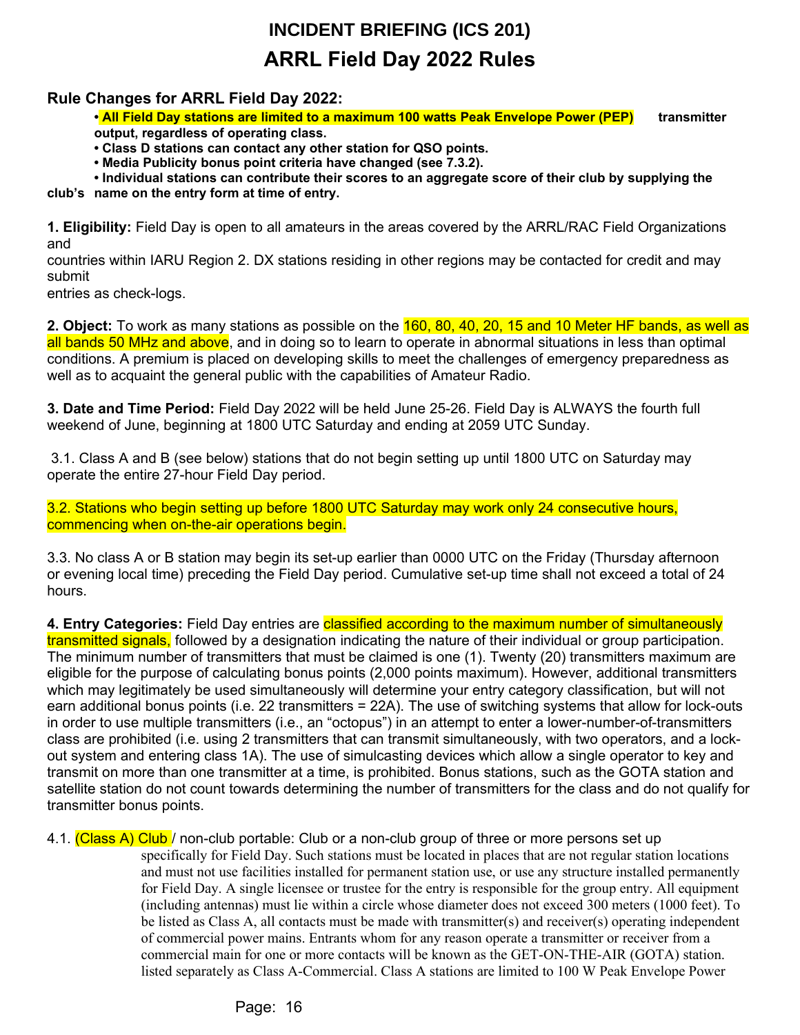# INCIDENT BRIEFING (ICS 201)

# ARRL Field Day 2022 Rules

## Rule Changes for ARRL Field Day 2022:

- **All Field Day stations are limited to a maximum 100 watts Peak Envelope Power (PEP) transmitter output, regardless of operating class.**
- **Class D stations can contact any other station for QSO points.**
- **Media Publicity bonus point criteria have changed (see 7.3.2).**
- **Individual stations can contribute their scores to an aggregate score of their club by supplying the club's name on the entry form at time of entry.**

**1. Eligibility:** Field Day is open to all amateurs in the areas covered by the ARRL/RAC Field Organizations and countries within IARU Region 2. DX stations residing in other regions may be contacted for credit and may submit entries as check-logs.

**2. Object:** To work as many stations as possible on the 160, 80, 40, 20, 15 and 10 Meter HF bands, as well as all bands 50 MHz and above, and in doing so to learn to operate in abnormal situations in less than optimal conditions. A premium is placed on developing skills to meet the challenges of emergency preparedness as well as to acquaint the general public with the capabilities of Amateur Radio.

**3. Date and Time Period:** Field Day 2022 will be held June 25-26. Field Day is ALWAYS the fourth full weekend of June, beginning at 1800 UTC Saturday and ending at 2059 UTC Sunday.

3.1. Class A and B (see below) stations that do not begin setting up until 1800 UTC on Saturday may operate the entire 27-hour Field Day period.

3.2. Stations who begin setting up before 1800 UTC Saturday may work only 24 consecutive hours, commencing when on-the-air operations begin.

3.3. No class A or B station may begin its set-up earlier than 0000 UTC on the Friday (Thursday afternoon or evening local time) preceding the Field Day period. Cumulative set-up time shall not exceed a total of 24 hours.

**4. Entry Categories:** Field Day entries are classified according to the maximum number of simultaneously transmitted signals, followed by a designation indicating the nature of their individual or group participation. The minimum number of transmitters that must be claimed is one (1). Twenty (20) transmitters maximum are eligible for the purpose of calculating bonus points (2,000 points maximum). However, additional transmitters which may legitimately be used simultaneously will determine your entry category classification, but will not earn additional bonus points (i.e. 22 transmitters = 22A). The use of switching systems that allow for lock-outs in order to use multiple transmitters (i.e., an "octopus") in an attempt to enter a lower-number-of-transmitters class are prohibited (i.e. using 2 transmitters that can transmit simultaneously, with two operators, and a lock-out system and entering class 1A). The use of simulcasting devices which allow a single operator to key and transmit on more than one transmitter at a time, is prohibited. Bonus stations, such as the GOTA station and satellite station do not count towards determining the number of transmitters for the class and do not qualify for transmitter bonus points.

4.1. (Class A) Club / non-club portable: Club or a non-club group of three or more persons set up specifically for Field Day. Such stations must be located in places that are not regular station locations and must not use facilities installed for permanent station use, or use any structure installed permanently for Field Day. A single licensee or trustee for the entry is responsible for the group entry. All equipment (including antennas) must lie within a circle whose diameter does not exceed 300 meters (1000 feet). To be listed as Class A, all contacts must be made with transmitter(s) and receiver(s) operating independent of commercial power mains. Entrants whom for any reason operate a transmitter or receiver from a commercial main for one or more contacts will be known as the GET-ON-THE-AIR (GOTA) station. listed separately as Class A-Commercial. Class A stations are limited to 100 W Peak Envelope Power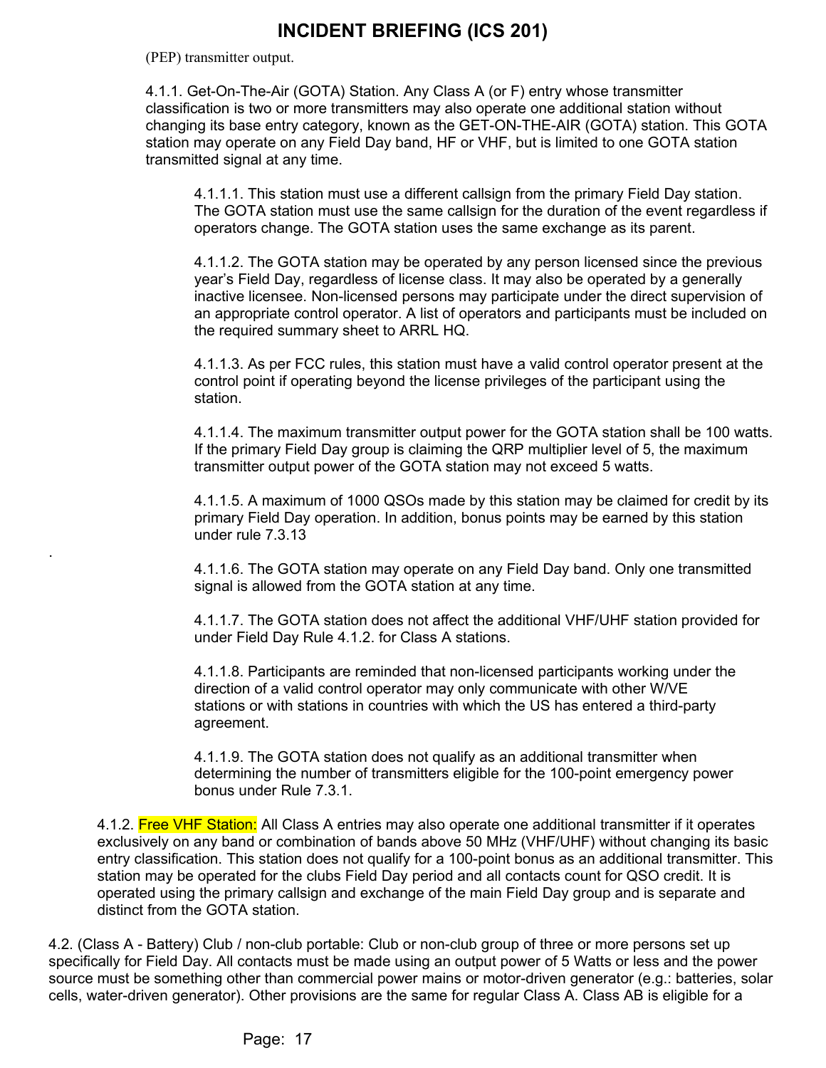(PEP) transmitter output.

4.1.1. Get-On-The-Air (GOTA) Station. Any Class A (or F) entry whose transmitter classification is two or more transmitters may also operate one additional station without changing its base entry category, known as the GET-ON-THE-AIR (GOTA) station. This GOTA station may operate on any Field Day band, HF or VHF, but is limited to one GOTA station transmitted signal at any time.

4.1.1.1. This station must use a different callsign from the primary Field Day station. The GOTA station must use the same callsign for the duration of the event regardless if operators change. The GOTA station uses the same exchange as its parent.

4.1.1.2. The GOTA station may be operated by any person licensed since the previous year's Field Day, regardless of license class. It may also be operated by a generally inactive licensee. Non-licensed persons may participate under the direct supervision of an appropriate control operator. A list of operators and participants must be included on the required summary sheet to ARRL HQ.

4.1.1.3. As per FCC rules, this station must have a valid control operator present at the control point if operating beyond the license privileges of the participant using the station.

4.1.1.4. The maximum transmitter output power for the GOTA station shall be 100 watts. If the primary Field Day group is claiming the QRP multiplier level of 5, the maximum transmitter output power of the GOTA station may not exceed 5 watts.

4.1.1.5. A maximum of 1000 QSOs made by this station may be claimed for credit by its primary Field Day operation. In addition, bonus points may be earned by this station under rule 7.3.13

.

4.1.1.6. The GOTA station may operate on any Field Day band. Only one transmitted signal is allowed from the GOTA station at any time.

4.1.1.7. The GOTA station does not affect the additional VHF/UHF station provided for under Field Day Rule 4.1.2. for Class A stations.

4.1.1.8. Participants are reminded that non-licensed participants working under the direction of a valid control operator may only communicate with other W/VE stations or with stations in countries with which the US has entered a third-party agreement.

4.1.1.9. The GOTA station does not qualify as an additional transmitter when determining the number of transmitters eligible for the 100-point emergency power bonus under Rule 7.3.1.

4.1.2. Free VHF Station: All Class A entries may also operate one additional transmitter if it operates exclusively on any band or combination of bands above 50 MHz (VHF/UHF) without changing its basic entry classification. This station does not qualify for a 100-point bonus as an additional transmitter. This station may be operated for the clubs Field Day period and all contacts count for QSO credit. It is operated using the primary callsign and exchange of the main Field Day group and is separate and distinct from the GOTA station.

4.2. (Class A - Battery) Club / non-club portable: Club or non-club group of three or more persons set up specifically for Field Day. All contacts must be made using an output power of 5 Watts or less and the power source must be something other than commercial power mains or motor-driven generator (e.g.: batteries, solar cells, water-driven generator). Other provisions are the same for regular Class A. Class AB is eligible for a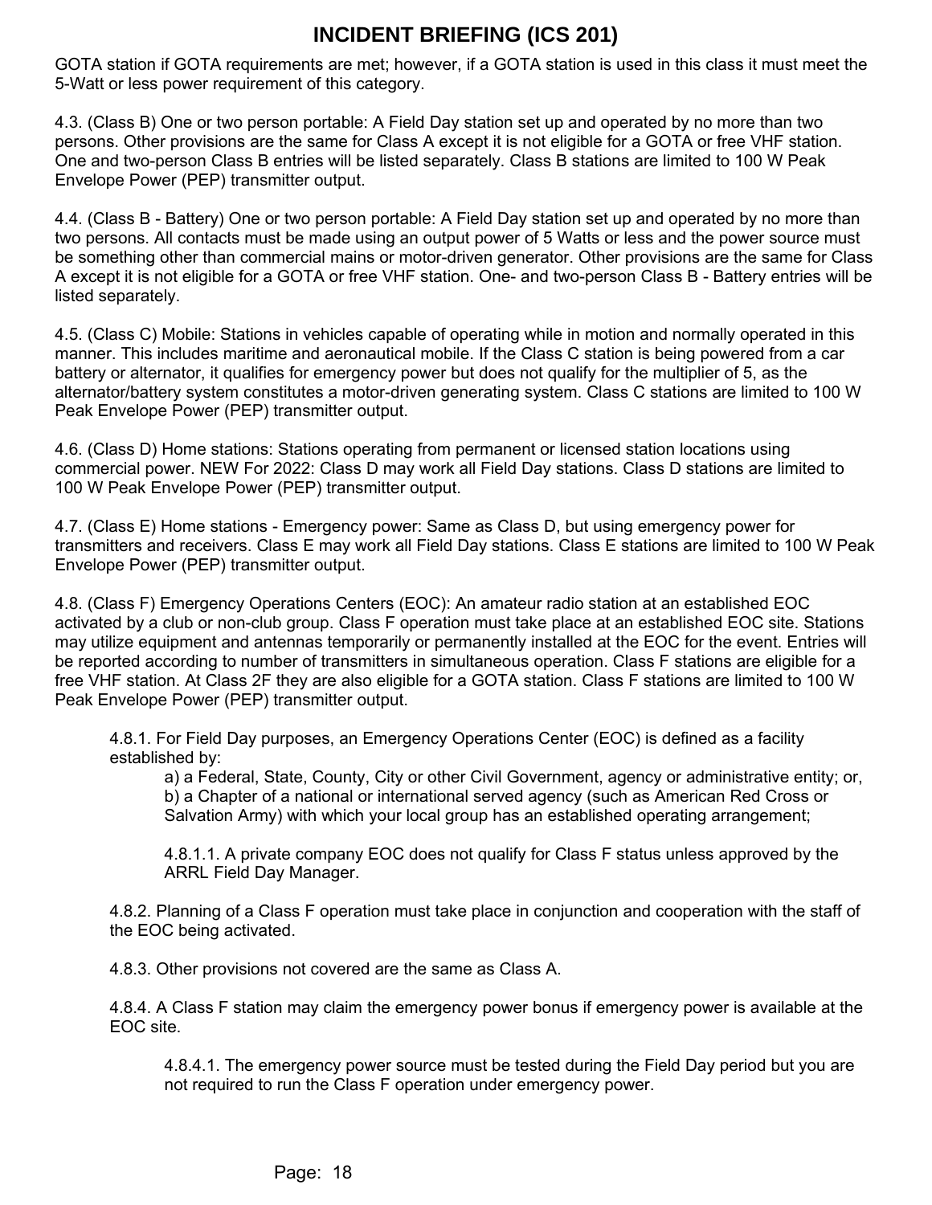GOTA station if GOTA requirements are met; however, if a GOTA station is used in this class it must meet the 5-Watt or less power requirement of this category.

4.3. (Class B) One or two person portable: A Field Day station set up and operated by no more than two persons. Other provisions are the same for Class A except it is not eligible for a GOTA or free VHF station. One and two-person Class B entries will be listed separately. Class B stations are limited to 100 W Peak Envelope Power (PEP) transmitter output.

4.4. (Class B - Battery) One or two person portable: A Field Day station set up and operated by no more than two persons. All contacts must be made using an output power of 5 Watts or less and the power source must be something other than commercial mains or motor-driven generator. Other provisions are the same for Class A except it is not eligible for a GOTA or free VHF station. One- and two-person Class B - Battery entries will be listed separately.

4.5. (Class C) Mobile: Stations in vehicles capable of operating while in motion and normally operated in this manner. This includes maritime and aeronautical mobile. If the Class C station is being powered from a car battery or alternator, it qualifies for emergency power but does not qualify for the multiplier of 5, as the alternator/battery system constitutes a motor-driven generating system. Class C stations are limited to 100 W Peak Envelope Power (PEP) transmitter output.

4.6. (Class D) Home stations: Stations operating from permanent or licensed station locations using commercial power. NEW For 2022: Class D may work all Field Day stations. Class D stations are limited to 100 W Peak Envelope Power (PEP) transmitter output.

4.7. (Class E) Home stations - Emergency power: Same as Class D, but using emergency power for transmitters and receivers. Class E may work all Field Day stations. Class E stations are limited to 100 W Peak Envelope Power (PEP) transmitter output.

4.8. (Class F) Emergency Operations Centers (EOC): An amateur radio station at an established EOC activated by a club or non-club group. Class F operation must take place at an established EOC site. Stations may utilize equipment and antennas temporarily or permanently installed at the EOC for the event. Entries will be reported according to number of transmitters in simultaneous operation. Class F stations are eligible for a free VHF station. At Class 2F they are also eligible for a GOTA station. Class F stations are limited to 100 W Peak Envelope Power (PEP) transmitter output.

4.8.1. For Field Day purposes, an Emergency Operations Center (EOC) is defined as a facility established by:

a) a Federal, State, County, City or other Civil Government, agency or administrative entity; or,
b) a Chapter of a national or international served agency (such as American Red Cross or Salvation Army) with which your local group has an established operating arrangement;

4.8.1.1. A private company EOC does not qualify for Class F status unless approved by the ARRL Field Day Manager.

4.8.2. Planning of a Class F operation must take place in conjunction and cooperation with the staff of the EOC being activated.

4.8.3. Other provisions not covered are the same as Class A.

4.8.4. A Class F station may claim the emergency power bonus if emergency power is available at the EOC site.

4.8.4.1. The emergency power source must be tested during the Field Day period but you are not required to run the Class F operation under emergency power.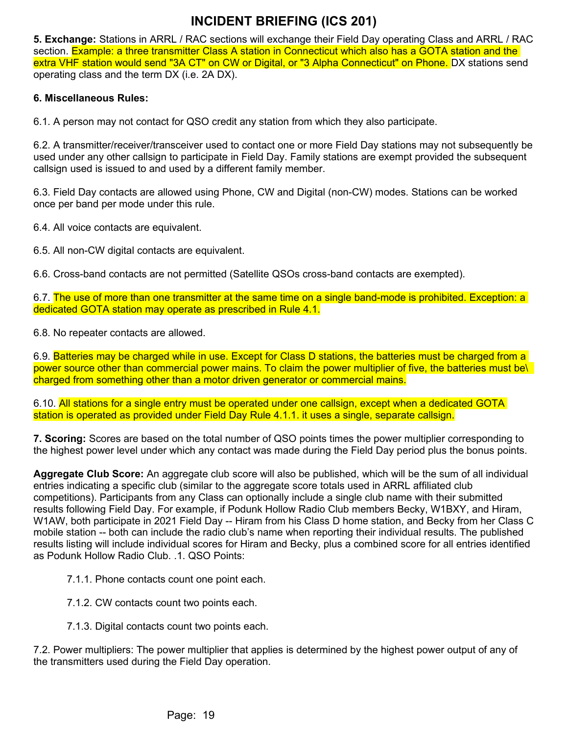# INCIDENT BRIEFING (ICS 201)

**5. Exchange:** Stations in ARRL / RAC sections will exchange their Field Day operating Class and ARRL / RAC section. Example: a three transmitter Class A station in Connecticut which also has a GOTA station and the extra VHF station would send "3A CT" on CW or Digital, or "3 Alpha Connecticut" on Phone. DX stations send operating class and the term DX (i.e. 2A DX).

**6. Miscellaneous Rules:**

6.1. A person may not contact for QSO credit any station from which they also participate.

6.2. A transmitter/receiver/transceiver used to contact one or more Field Day stations may not subsequently be used under any other callsign to participate in Field Day. Family stations are exempt provided the subsequent callsign used is issued to and used by a different family member.

6.3. Field Day contacts are allowed using Phone, CW and Digital (non-CW) modes. Stations can be worked once per band per mode under this rule.

6.4. All voice contacts are equivalent.

6.5. All non-CW digital contacts are equivalent.

6.6. Cross-band contacts are not permitted (Satellite QSOs cross-band contacts are exempted).

6.7. The use of more than one transmitter at the same time on a single band-mode is prohibited. Exception: a dedicated GOTA station may operate as prescribed in Rule 4.1.

6.8. No repeater contacts are allowed.

6.9. Batteries may be charged while in use. Except for Class D stations, the batteries must be charged from a power source other than commercial power mains. To claim the power multiplier of five, the batteries must be\ charged from something other than a motor driven generator or commercial mains.

6.10. All stations for a single entry must be operated under one callsign, except when a dedicated GOTA station is operated as provided under Field Day Rule 4.1.1. it uses a single, separate callsign.

**7. Scoring:** Scores are based on the total number of QSO points times the power multiplier corresponding to the highest power level under which any contact was made during the Field Day period plus the bonus points.

**Aggregate Club Score:** An aggregate club score will also be published, which will be the sum of all individual entries indicating a specific club (similar to the aggregate score totals used in ARRL affiliated club competitions). Participants from any Class can optionally include a single club name with their submitted results following Field Day. For example, if Podunk Hollow Radio Club members Becky, W1BXY, and Hiram, W1AW, both participate in 2021 Field Day -- Hiram from his Class D home station, and Becky from her Class C mobile station -- both can include the radio club's name when reporting their individual results. The published results listing will include individual scores for Hiram and Becky, plus a combined score for all entries identified as Podunk Hollow Radio Club. .1. QSO Points:

> 7.1.1. Phone contacts count one point each.
>
> 7.1.2. CW contacts count two points each.
>
> 7.1.3. Digital contacts count two points each.

7.2. Power multipliers: The power multiplier that applies is determined by the highest power output of any of the transmitters used during the Field Day operation.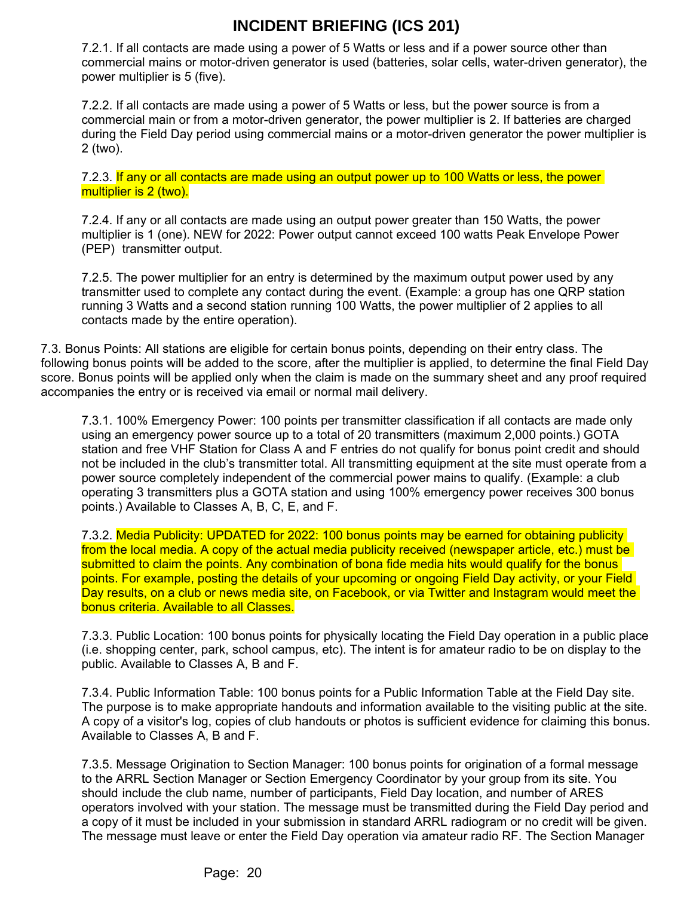7.2.1. If all contacts are made using a power of 5 Watts or less and if a power source other than commercial mains or motor-driven generator is used (batteries, solar cells, water-driven generator), the power multiplier is 5 (five).

7.2.2. If all contacts are made using a power of 5 Watts or less, but the power source is from a commercial main or from a motor-driven generator, the power multiplier is 2. If batteries are charged during the Field Day period using commercial mains or a motor-driven generator the power multiplier is 2 (two).

7.2.3. If any or all contacts are made using an output power up to 100 Watts or less, the power multiplier is 2 (two).

7.2.4. If any or all contacts are made using an output power greater than 150 Watts, the power multiplier is 1 (one). NEW for 2022: Power output cannot exceed 100 watts Peak Envelope Power (PEP) transmitter output.

7.2.5. The power multiplier for an entry is determined by the maximum output power used by any transmitter used to complete any contact during the event. (Example: a group has one QRP station running 3 Watts and a second station running 100 Watts, the power multiplier of 2 applies to all contacts made by the entire operation).

7.3. Bonus Points: All stations are eligible for certain bonus points, depending on their entry class. The following bonus points will be added to the score, after the multiplier is applied, to determine the final Field Day score. Bonus points will be applied only when the claim is made on the summary sheet and any proof required accompanies the entry or is received via email or normal mail delivery.

7.3.1. 100% Emergency Power: 100 points per transmitter classification if all contacts are made only using an emergency power source up to a total of 20 transmitters (maximum 2,000 points.) GOTA station and free VHF Station for Class A and F entries do not qualify for bonus point credit and should not be included in the club's transmitter total. All transmitting equipment at the site must operate from a power source completely independent of the commercial power mains to qualify. (Example: a club operating 3 transmitters plus a GOTA station and using 100% emergency power receives 300 bonus points.) Available to Classes A, B, C, E, and F.

7.3.2. Media Publicity: UPDATED for 2022: 100 bonus points may be earned for obtaining publicity from the local media. A copy of the actual media publicity received (newspaper article, etc.) must be submitted to claim the points. Any combination of bona fide media hits would qualify for the bonus points. For example, posting the details of your upcoming or ongoing Field Day activity, or your Field Day results, on a club or news media site, on Facebook, or via Twitter and Instagram would meet the bonus criteria. Available to all Classes.

7.3.3. Public Location: 100 bonus points for physically locating the Field Day operation in a public place (i.e. shopping center, park, school campus, etc). The intent is for amateur radio to be on display to the public. Available to Classes A, B and F.

7.3.4. Public Information Table: 100 bonus points for a Public Information Table at the Field Day site. The purpose is to make appropriate handouts and information available to the visiting public at the site. A copy of a visitor's log, copies of club handouts or photos is sufficient evidence for claiming this bonus. Available to Classes A, B and F.

7.3.5. Message Origination to Section Manager: 100 bonus points for origination of a formal message to the ARRL Section Manager or Section Emergency Coordinator by your group from its site. You should include the club name, number of participants, Field Day location, and number of ARES operators involved with your station. The message must be transmitted during the Field Day period and a copy of it must be included in your submission in standard ARRL radiogram or no credit will be given. The message must leave or enter the Field Day operation via amateur radio RF. The Section Manager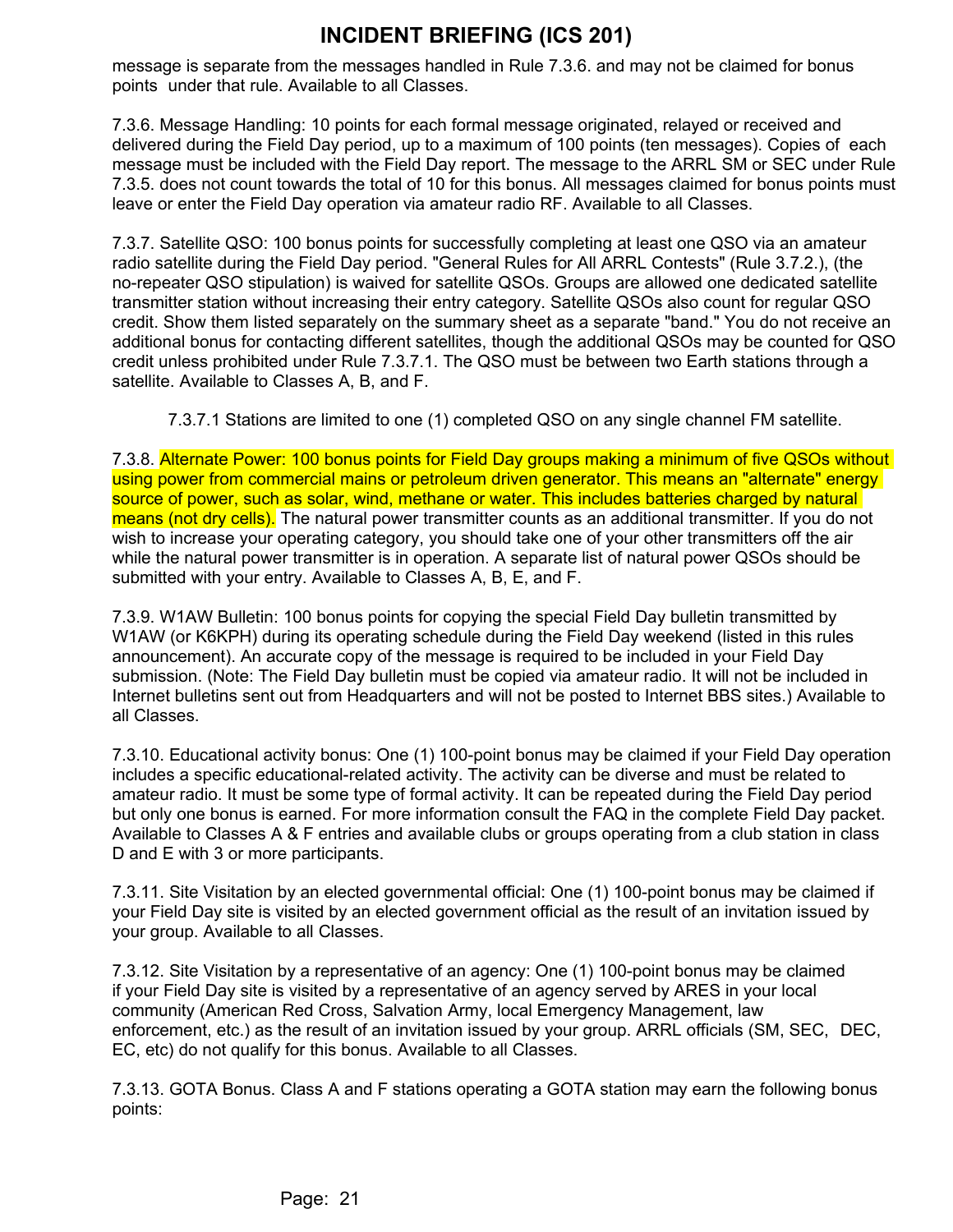message is separate from the messages handled in Rule 7.3.6. and may not be claimed for bonus points under that rule. Available to all Classes.

7.3.6. Message Handling: 10 points for each formal message originated, relayed or received and delivered during the Field Day period, up to a maximum of 100 points (ten messages). Copies of each message must be included with the Field Day report. The message to the ARRL SM or SEC under Rule 7.3.5. does not count towards the total of 10 for this bonus. All messages claimed for bonus points must leave or enter the Field Day operation via amateur radio RF. Available to all Classes.

7.3.7. Satellite QSO: 100 bonus points for successfully completing at least one QSO via an amateur radio satellite during the Field Day period. "General Rules for All ARRL Contests" (Rule 3.7.2.), (the no-repeater QSO stipulation) is waived for satellite QSOs. Groups are allowed one dedicated satellite transmitter station without increasing their entry category. Satellite QSOs also count for regular QSO credit. Show them listed separately on the summary sheet as a separate "band." You do not receive an additional bonus for contacting different satellites, though the additional QSOs may be counted for QSO credit unless prohibited under Rule 7.3.7.1. The QSO must be between two Earth stations through a satellite. Available to Classes A, B, and F.

7.3.7.1 Stations are limited to one (1) completed QSO on any single channel FM satellite.

7.3.8. Alternate Power: 100 bonus points for Field Day groups making a minimum of five QSOs without using power from commercial mains or petroleum driven generator. This means an "alternate" energy source of power, such as solar, wind, methane or water. This includes batteries charged by natural means (not dry cells). The natural power transmitter counts as an additional transmitter. If you do not wish to increase your operating category, you should take one of your other transmitters off the air while the natural power transmitter is in operation. A separate list of natural power QSOs should be submitted with your entry. Available to Classes A, B, E, and F.

7.3.9. W1AW Bulletin: 100 bonus points for copying the special Field Day bulletin transmitted by W1AW (or K6KPH) during its operating schedule during the Field Day weekend (listed in this rules announcement). An accurate copy of the message is required to be included in your Field Day submission. (Note: The Field Day bulletin must be copied via amateur radio. It will not be included in Internet bulletins sent out from Headquarters and will not be posted to Internet BBS sites.) Available to all Classes.

7.3.10. Educational activity bonus: One (1) 100-point bonus may be claimed if your Field Day operation includes a specific educational-related activity. The activity can be diverse and must be related to amateur radio. It must be some type of formal activity. It can be repeated during the Field Day period but only one bonus is earned. For more information consult the FAQ in the complete Field Day packet. Available to Classes A & F entries and available clubs or groups operating from a club station in class D and E with 3 or more participants.

7.3.11. Site Visitation by an elected governmental official: One (1) 100-point bonus may be claimed if your Field Day site is visited by an elected government official as the result of an invitation issued by your group. Available to all Classes.

7.3.12. Site Visitation by a representative of an agency: One (1) 100-point bonus may be claimed if your Field Day site is visited by a representative of an agency served by ARES in your local community (American Red Cross, Salvation Army, local Emergency Management, law enforcement, etc.) as the result of an invitation issued by your group. ARRL officials (SM, SEC, DEC, EC, etc) do not qualify for this bonus. Available to all Classes.

7.3.13. GOTA Bonus. Class A and F stations operating a GOTA station may earn the following bonus points: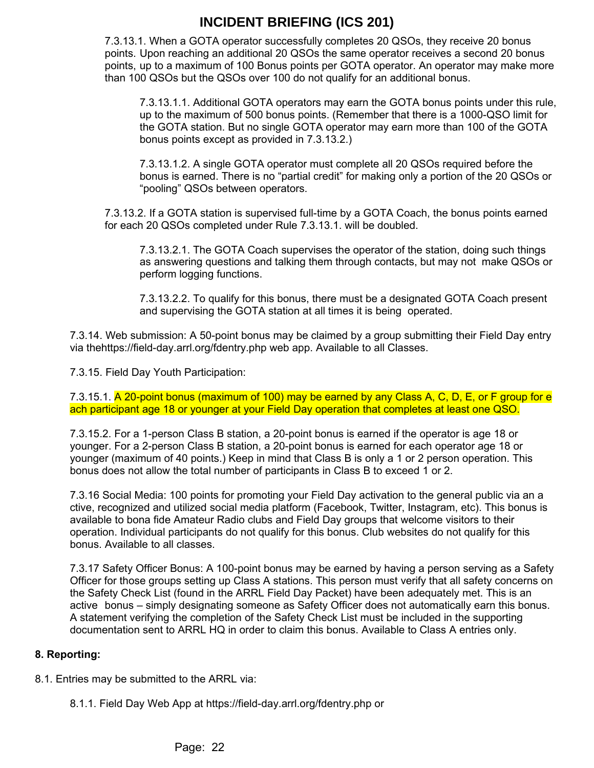7.3.13.1. When a GOTA operator successfully completes 20 QSOs, they receive 20 bonus points. Upon reaching an additional 20 QSOs the same operator receives a second 20 bonus points, up to a maximum of 100 Bonus points per GOTA operator. An operator may make more than 100 QSOs but the QSOs over 100 do not qualify for an additional bonus.

7.3.13.1.1. Additional GOTA operators may earn the GOTA bonus points under this rule, up to the maximum of 500 bonus points. (Remember that there is a 1000-QSO limit for the GOTA station. But no single GOTA operator may earn more than 100 of the GOTA bonus points except as provided in 7.3.13.2.)

7.3.13.1.2. A single GOTA operator must complete all 20 QSOs required before the bonus is earned. There is no "partial credit" for making only a portion of the 20 QSOs or "pooling" QSOs between operators.

7.3.13.2. If a GOTA station is supervised full-time by a GOTA Coach, the bonus points earned for each 20 QSOs completed under Rule 7.3.13.1. will be doubled.

7.3.13.2.1. The GOTA Coach supervises the operator of the station, doing such things as answering questions and talking them through contacts, but may not make QSOs or perform logging functions.

7.3.13.2.2. To qualify for this bonus, there must be a designated GOTA Coach present and supervising the GOTA station at all times it is being operated.

7.3.14. Web submission: A 50-point bonus may be claimed by a group submitting their Field Day entry via thehttps://field-day.arrl.org/fdentry.php web app. Available to all Classes.

7.3.15. Field Day Youth Participation:

7.3.15.1. A 20-point bonus (maximum of 100) may be earned by any Class A, C, D, E, or F group for each participant age 18 or younger at your Field Day operation that completes at least one QSO.

7.3.15.2. For a 1-person Class B station, a 20-point bonus is earned if the operator is age 18 or younger. For a 2-person Class B station, a 20-point bonus is earned for each operator age 18 or younger (maximum of 40 points.) Keep in mind that Class B is only a 1 or 2 person operation. This bonus does not allow the total number of participants in Class B to exceed 1 or 2.

7.3.16 Social Media: 100 points for promoting your Field Day activation to the general public via an active, recognized and utilized social media platform (Facebook, Twitter, Instagram, etc). This bonus is available to bona fide Amateur Radio clubs and Field Day groups that welcome visitors to their operation. Individual participants do not qualify for this bonus. Club websites do not qualify for this bonus. Available to all classes.

7.3.17 Safety Officer Bonus: A 100-point bonus may be earned by having a person serving as a Safety Officer for those groups setting up Class A stations. This person must verify that all safety concerns on the Safety Check List (found in the ARRL Field Day Packet) have been adequately met. This is an active bonus – simply designating someone as Safety Officer does not automatically earn this bonus. A statement verifying the completion of the Safety Check List must be included in the supporting documentation sent to ARRL HQ in order to claim this bonus. Available to Class A entries only.

**8. Reporting:**

8.1. Entries may be submitted to the ARRL via:

8.1.1. Field Day Web App at https://field-day.arrl.org/fdentry.php or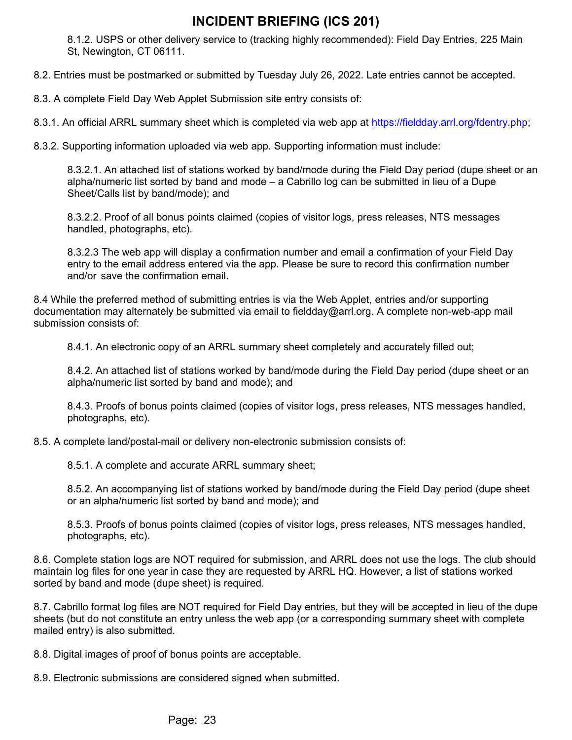8.1.2. USPS or other delivery service to (tracking highly recommended): Field Day Entries, 225 Main St, Newington, CT 06111.

8.2. Entries must be postmarked or submitted by Tuesday July 26, 2022. Late entries cannot be accepted.

8.3. A complete Field Day Web Applet Submission site entry consists of:

8.3.1. An official ARRL summary sheet which is completed via web app at [https://fieldday.arrl.org/fdentry.php](https://fieldday.arrl.org/fdentry.php);

8.3.2. Supporting information uploaded via web app. Supporting information must include:

8.3.2.1. An attached list of stations worked by band/mode during the Field Day period (dupe sheet or an alpha/numeric list sorted by band and mode – a Cabrillo log can be submitted in lieu of a Dupe Sheet/Calls list by band/mode); and

8.3.2.2. Proof of all bonus points claimed (copies of visitor logs, press releases, NTS messages handled, photographs, etc).

8.3.2.3 The web app will display a confirmation number and email a confirmation of your Field Day entry to the email address entered via the app. Please be sure to record this confirmation number and/or save the confirmation email.

8.4 While the preferred method of submitting entries is via the Web Applet, entries and/or supporting documentation may alternately be submitted via email to fieldday@arrl.org. A complete non-web-app mail submission consists of:

8.4.1. An electronic copy of an ARRL summary sheet completely and accurately filled out;

8.4.2. An attached list of stations worked by band/mode during the Field Day period (dupe sheet or an alpha/numeric list sorted by band and mode); and

8.4.3. Proofs of bonus points claimed (copies of visitor logs, press releases, NTS messages handled, photographs, etc).

8.5. A complete land/postal-mail or delivery non-electronic submission consists of:

8.5.1. A complete and accurate ARRL summary sheet;

8.5.2. An accompanying list of stations worked by band/mode during the Field Day period (dupe sheet or an alpha/numeric list sorted by band and mode); and

8.5.3. Proofs of bonus points claimed (copies of visitor logs, press releases, NTS messages handled, photographs, etc).

8.6. Complete station logs are NOT required for submission, and ARRL does not use the logs. The club should maintain log files for one year in case they are requested by ARRL HQ. However, a list of stations worked sorted by band and mode (dupe sheet) is required.

8.7. Cabrillo format log files are NOT required for Field Day entries, but they will be accepted in lieu of the dupe sheets (but do not constitute an entry unless the web app (or a corresponding summary sheet with complete mailed entry) is also submitted.

8.8. Digital images of proof of bonus points are acceptable.

8.9. Electronic submissions are considered signed when submitted.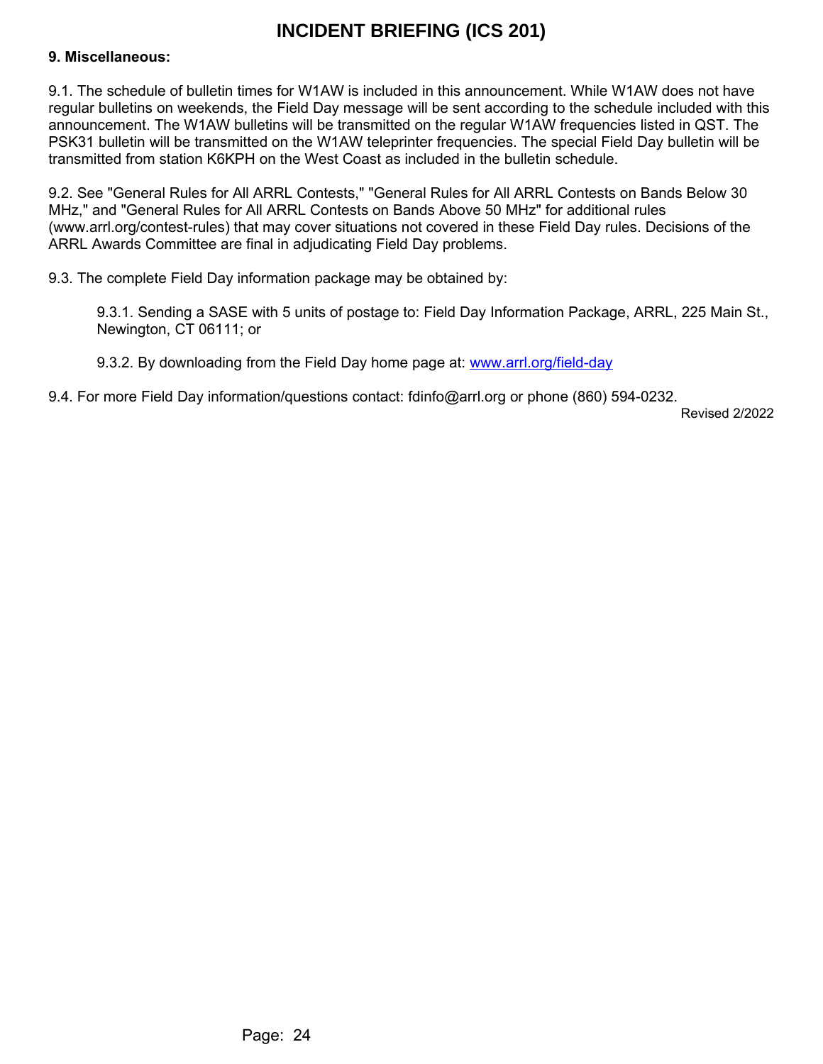**9. Miscellaneous:**

9.1. The schedule of bulletin times for W1AW is included in this announcement. While W1AW does not have regular bulletins on weekends, the Field Day message will be sent according to the schedule included with this announcement. The W1AW bulletins will be transmitted on the regular W1AW frequencies listed in QST. The PSK31 bulletin will be transmitted on the W1AW teleprinter frequencies. The special Field Day bulletin will be transmitted from station K6KPH on the West Coast as included in the bulletin schedule.

9.2. See "General Rules for All ARRL Contests," "General Rules for All ARRL Contests on Bands Below 30 MHz," and "General Rules for All ARRL Contests on Bands Above 50 MHz" for additional rules (www.arrl.org/contest-rules) that may cover situations not covered in these Field Day rules. Decisions of the ARRL Awards Committee are final in adjudicating Field Day problems.

9.3. The complete Field Day information package may be obtained by:

> 9.3.1. Sending a SASE with 5 units of postage to: Field Day Information Package, ARRL, 225 Main St., Newington, CT 06111; or
>
> 9.3.2. By downloading from the Field Day home page at: [www.arrl.org/field-day](www.arrl.org/field-day)

9.4. For more Field Day information/questions contact: fdinfo@arrl.org or phone (860) 594-0232.

Revised 2/2022